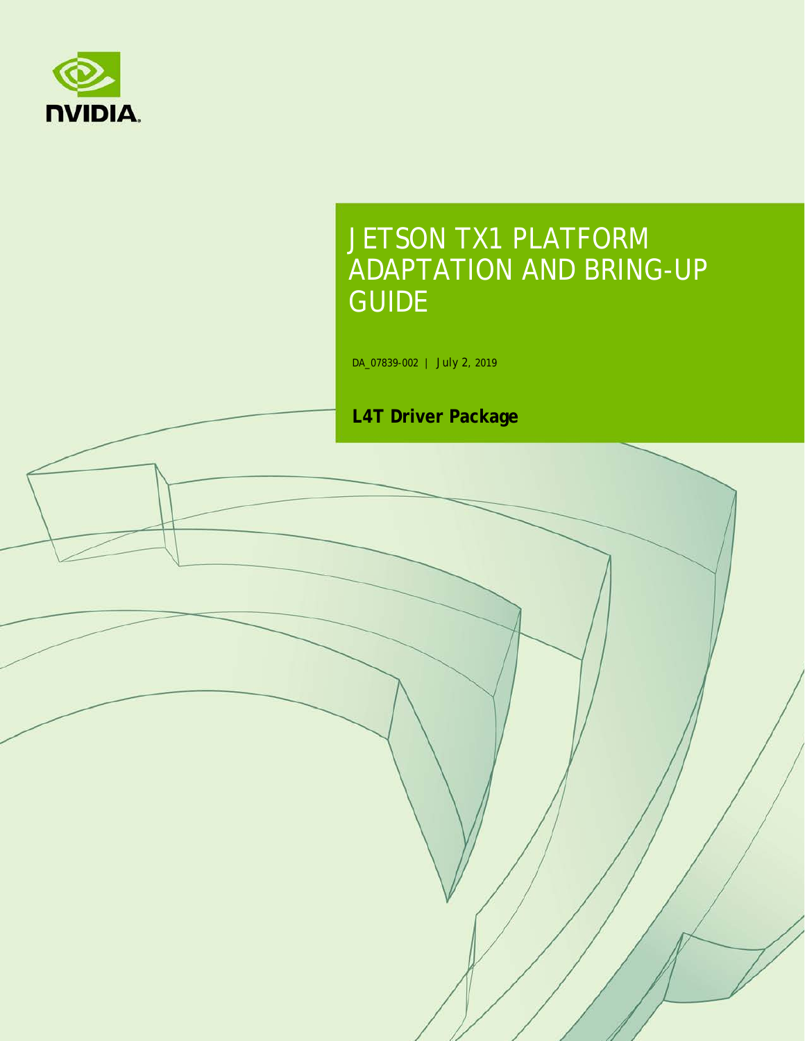# JETSON TX1 PLATFORM ADAPTATION AND BRING-UP GUIDE

DA_07839-002 | July 2, 2019

**L4T Driver Package**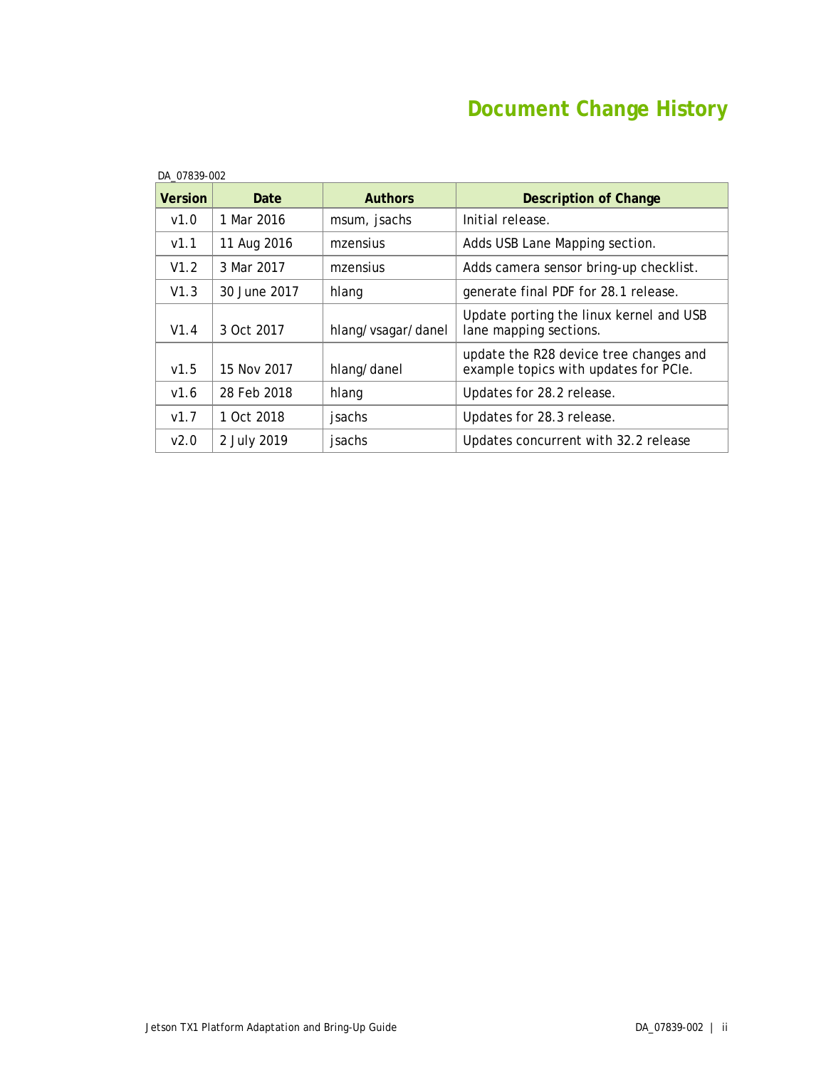# Document Change History

DA_07839-002

| Version | Date | Authors | Description of Change |
|---|---|---|---|
| v1.0 | 1 Mar 2016 | msum, jsachs | Initial release. |
| v1.1 | 11 Aug 2016 | mzensius | Adds USB Lane Mapping section. |
| V1.2 | 3 Mar 2017 | mzensius | Adds camera sensor bring-up checklist. |
| V1.3 | 30 June 2017 | hlang | generate final PDF for 28.1 release. |
| V1.4 | 3 Oct 2017 | hlang/vsagar/danel | Update porting the linux kernel and USB lane mapping sections. |
| v1.5 | 15 Nov 2017 | hlang/danel | update the R28 device tree changes and example topics with updates for PCIe. |
| v1.6 | 28 Feb 2018 | hlang | Updates for 28.2 release. |
| v1.7 | 1 Oct 2018 | jsachs | Updates for 28.3 release. |
| v2.0 | 2 July 2019 | jsachs | Updates concurrent with 32.2 release |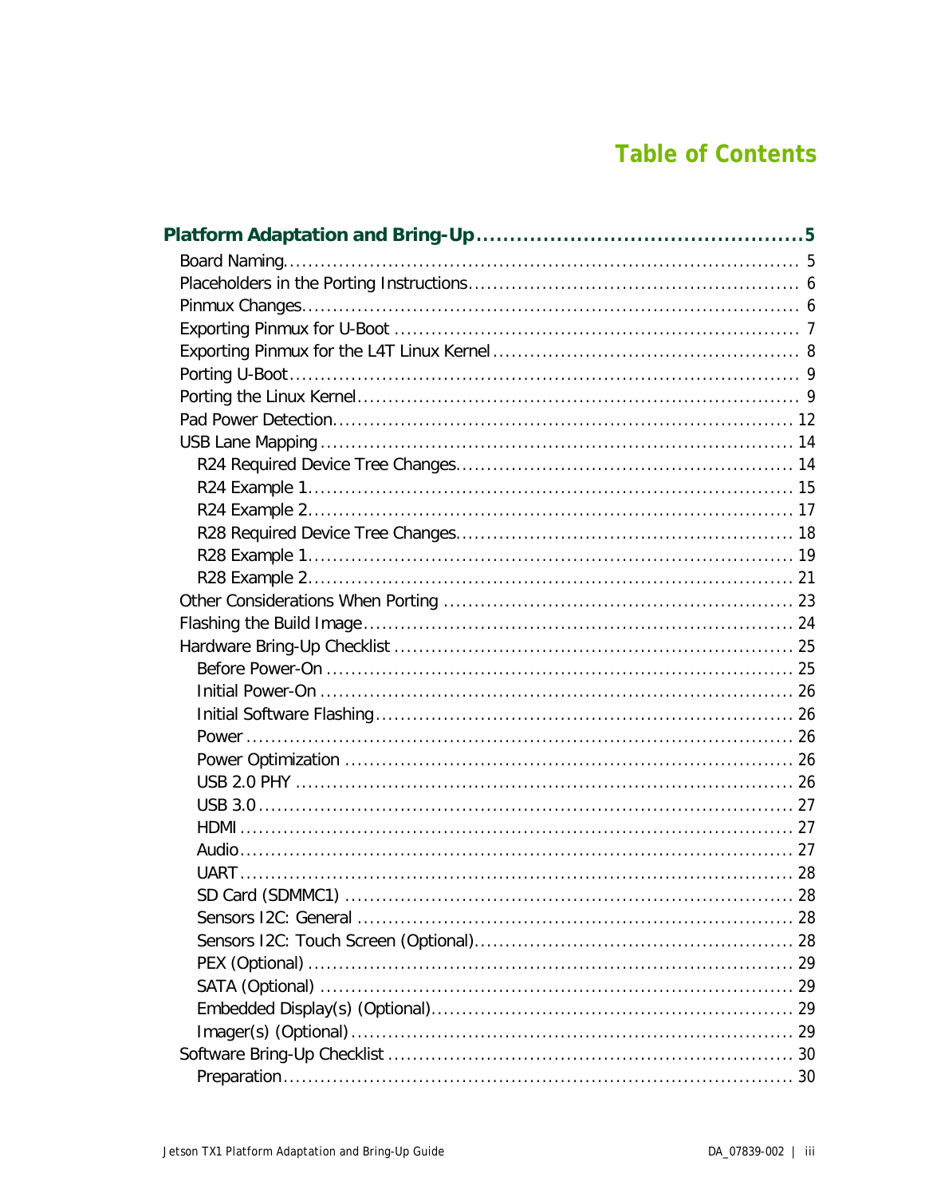# Table of Contents

**Platform Adaptation and Bring-Up .......................................... 5**

- Board Naming ............................................................................. 5
- Placeholders in the Porting Instructions .......................................... 6
- Pinmux Changes ........................................................................ 6
- Exporting Pinmux for U-Boot ........................................................ 7
- Exporting Pinmux for the L4T Linux Kernel ...................................... 8
- Porting U-Boot ........................................................................... 9
- Porting the Linux Kernel ............................................................... 9
- Pad Power Detection .................................................................. 12
- USB Lane Mapping .................................................................... 14
  - R24 Required Device Tree Changes ........................................... 14
  - R24 Example 1 ..................................................................... 15
  - R24 Example 2 ..................................................................... 17
  - R28 Required Device Tree Changes ........................................... 18
  - R28 Example 1 ..................................................................... 19
  - R28 Example 2 ..................................................................... 21
- Other Considerations When Porting ............................................... 23
- Flashing the Build Image ............................................................ 24
- Hardware Bring-Up Checklist ....................................................... 25
  - Before Power-On .................................................................. 25
  - Initial Power-On ................................................................... 26
  - Initial Software Flashing ......................................................... 26
  - Power ................................................................................ 26
  - Power Optimization ............................................................... 26
  - USB 2.0 PHY ....................................................................... 26
  - USB 3.0 ............................................................................. 27
  - HDMI ................................................................................. 27
  - Audio ................................................................................ 27
  - UART ................................................................................. 28
  - SD Card (SDMMC1) ............................................................... 28
  - Sensors I2C: General ............................................................ 28
  - Sensors I2C: Touch Screen (Optional) ....................................... 28
  - PEX (Optional) ..................................................................... 29
  - SATA (Optional) ................................................................... 29
  - Embedded Display(s) (Optional) ............................................... 29
  - Imager(s) (Optional) .............................................................. 29
- Software Bring-Up Checklist ........................................................ 30
  - Preparation ......................................................................... 30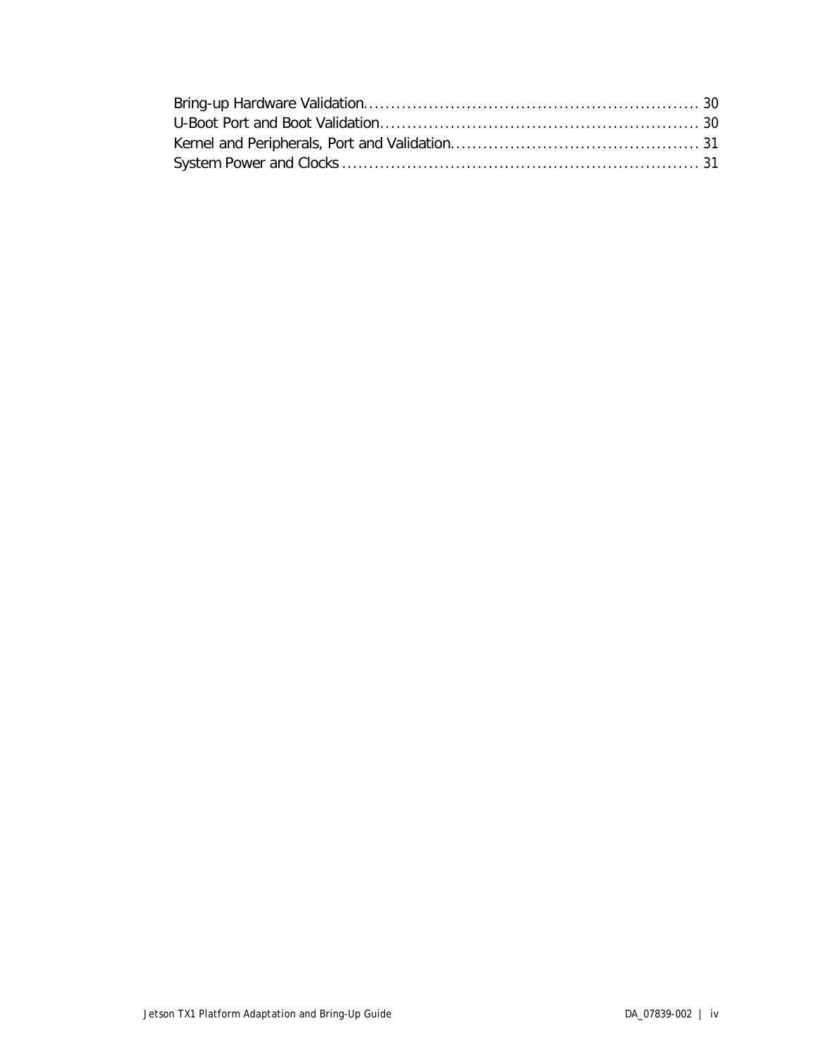Bring-up Hardware Validation.............................................................. 30
U-Boot Port and Boot Validation.......................................................... 30
Kernel and Peripherals, Port and Validation............................................. 31
System Power and Clocks.................................................................. 31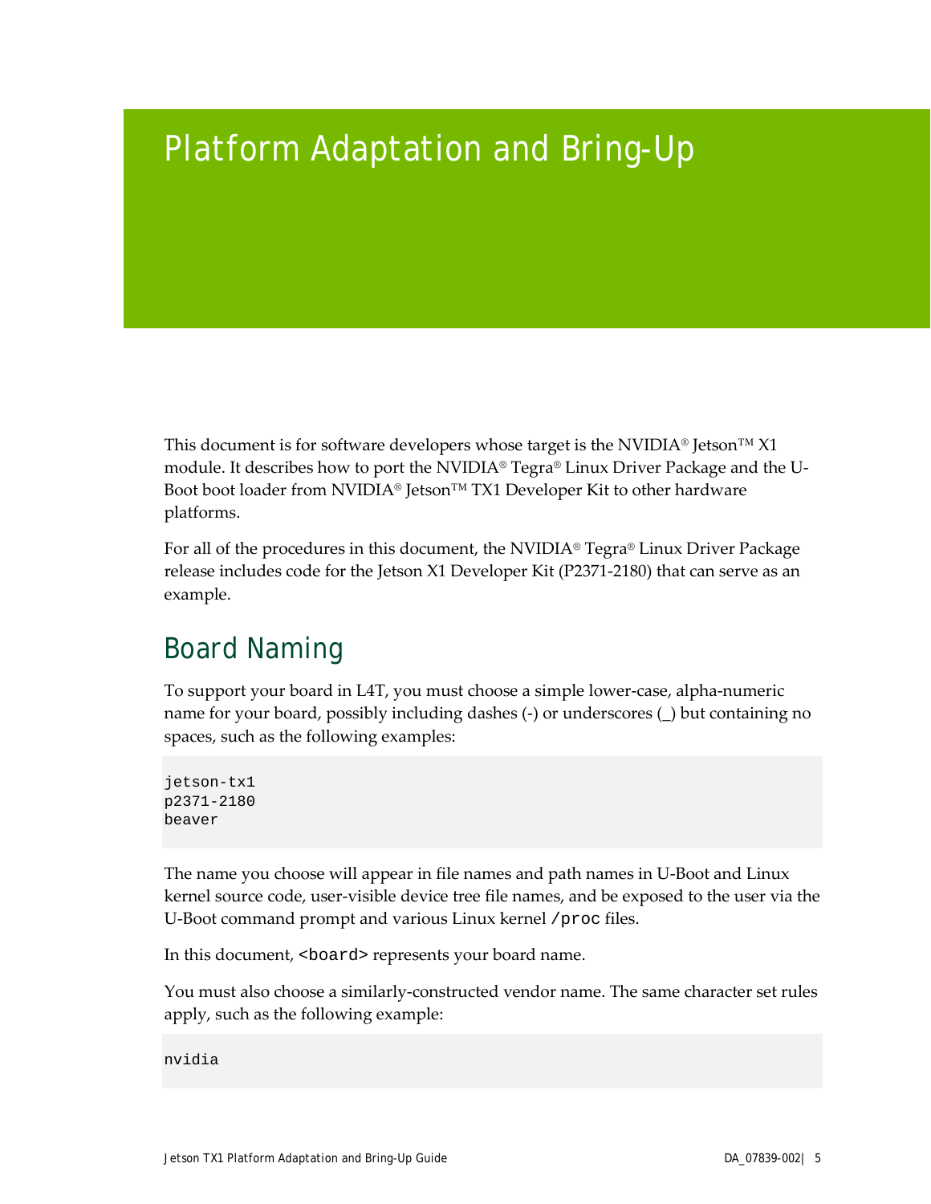# Platform Adaptation and Bring-Up

This document is for software developers whose target is the NVIDIA® Jetson™ X1 module. It describes how to port the NVIDIA® Tegra® Linux Driver Package and the U-Boot boot loader from NVIDIA® Jetson™ TX1 Developer Kit to other hardware platforms.

For all of the procedures in this document, the NVIDIA® Tegra® Linux Driver Package release includes code for the Jetson X1 Developer Kit (P2371-2180) that can serve as an example.

## Board Naming

To support your board in L4T, you must choose a simple lower-case, alpha-numeric name for your board, possibly including dashes (-) or underscores (_) but containing no spaces, such as the following examples:

```
jetson-tx1
p2371-2180
beaver
```

The name you choose will appear in file names and path names in U-Boot and Linux kernel source code, user-visible device tree file names, and be exposed to the user via the U-Boot command prompt and various Linux kernel `/proc` files.

In this document, `<board>` represents your board name.

You must also choose a similarly-constructed vendor name. The same character set rules apply, such as the following example:

```
nvidia
```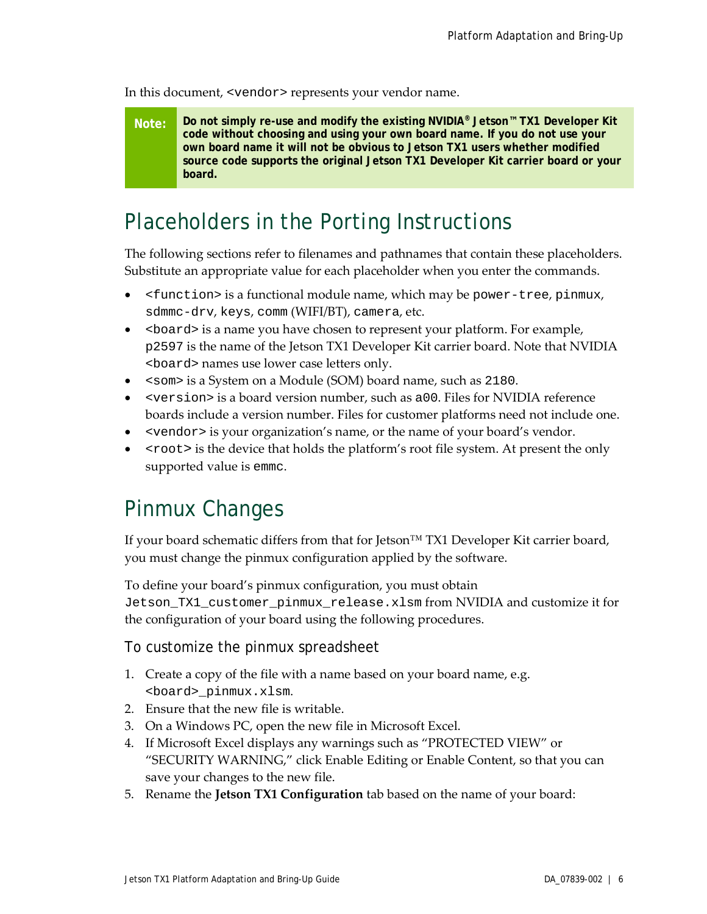In this document, `<vendor>` represents your vendor name.

> **Note:** **Do not simply re-use and modify the existing NVIDIA® Jetson™ TX1 Developer Kit code without choosing and using your own board name. If you do not use your own board name it will not be obvious to Jetson TX1 users whether modified source code supports the original Jetson TX1 Developer Kit carrier board or your board.**

# Placeholders in the Porting Instructions

The following sections refer to filenames and pathnames that contain these placeholders. Substitute an appropriate value for each placeholder when you enter the commands.

- `<function>` is a functional module name, which may be `power-tree`, `pinmux`, `sdmmc-drv`, `keys`, `comm` (WIFI/BT), `camera`, etc.
- `<board>` is a name you have chosen to represent your platform. For example, `p2597` is the name of the Jetson TX1 Developer Kit carrier board. Note that NVIDIA `<board>` names use lower case letters only.
- `<som>` is a System on a Module (SOM) board name, such as `2180`.
- `<version>` is a board version number, such as `a00`. Files for NVIDIA reference boards include a version number. Files for customer platforms need not include one.
- `<vendor>` is your organization's name, or the name of your board's vendor.
- `<root>` is the device that holds the platform's root file system. At present the only supported value is `emmc`.

# Pinmux Changes

If your board schematic differs from that for Jetson™ TX1 Developer Kit carrier board, you must change the pinmux configuration applied by the software.

To define your board's pinmux configuration, you must obtain `Jetson_TX1_customer_pinmux_release.xlsm` from NVIDIA and customize it for the configuration of your board using the following procedures.

## To customize the pinmux spreadsheet

1. Create a copy of the file with a name based on your board name, e.g. `<board>_pinmux.xlsm`.
2. Ensure that the new file is writable.
3. On a Windows PC, open the new file in Microsoft Excel.
4. If Microsoft Excel displays any warnings such as "PROTECTED VIEW" or "SECURITY WARNING," click Enable Editing or Enable Content, so that you can save your changes to the new file.
5. Rename the **Jetson TX1 Configuration** tab based on the name of your board: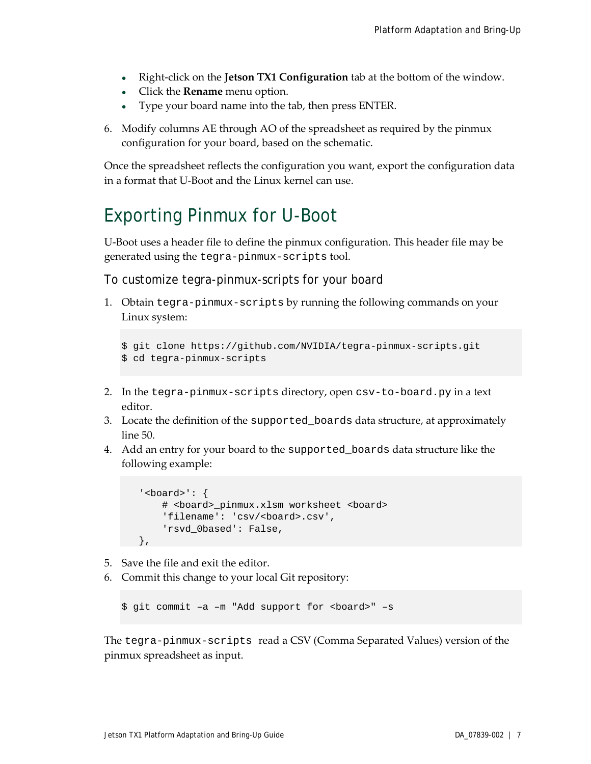- Right-click on the **Jetson TX1 Configuration** tab at the bottom of the window.
- Click the **Rename** menu option.
- Type your board name into the tab, then press ENTER.

6. Modify columns AE through AO of the spreadsheet as required by the pinmux configuration for your board, based on the schematic.

Once the spreadsheet reflects the configuration you want, export the configuration data in a format that U-Boot and the Linux kernel can use.

# Exporting Pinmux for U-Boot

U-Boot uses a header file to define the pinmux configuration. This header file may be generated using the `tegra-pinmux-scripts` tool.

## To customize tegra-pinmux-scripts for your board

1. Obtain `tegra-pinmux-scripts` by running the following commands on your Linux system:

```
$ git clone https://github.com/NVIDIA/tegra-pinmux-scripts.git
$ cd tegra-pinmux-scripts
```

2. In the `tegra-pinmux-scripts` directory, open `csv-to-board.py` in a text editor.
3. Locate the definition of the `supported_boards` data structure, at approximately line 50.
4. Add an entry for your board to the `supported_boards` data structure like the following example:

```
   '<board>': {
       # <board>_pinmux.xlsm worksheet <board>
       'filename': 'csv/<board>.csv',
       'rsvd_0based': False,
   },
```

5. Save the file and exit the editor.
6. Commit this change to your local Git repository:

```
$ git commit –a –m "Add support for <board>" –s
```

The `tegra-pinmux-scripts` read a CSV (Comma Separated Values) version of the pinmux spreadsheet as input.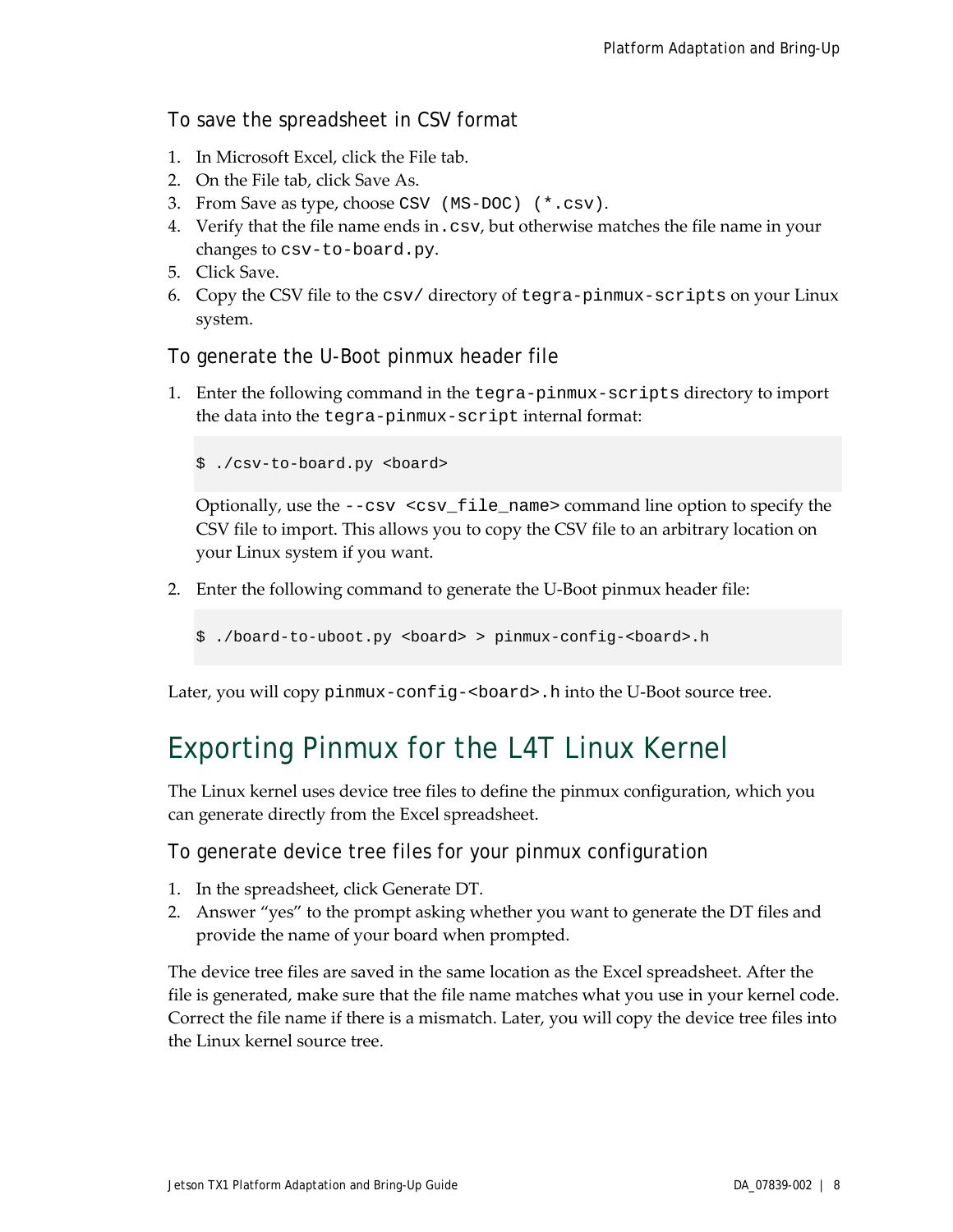### To save the spreadsheet in CSV format

1. In Microsoft Excel, click the File tab.
2. On the File tab, click Save As.
3. From Save as type, choose `CSV (MS-DOC) (*.csv)`.
4. Verify that the file name ends in `.csv`, but otherwise matches the file name in your changes to `csv-to-board.py`.
5. Click Save.
6. Copy the CSV file to the `csv/` directory of `tegra-pinmux-scripts` on your Linux system.

### To generate the U-Boot pinmux header file

1. Enter the following command in the `tegra-pinmux-scripts` directory to import the data into the `tegra-pinmux-script` internal format:

   ```
   $ ./csv-to-board.py <board>
   ```

   Optionally, use the `--csv <csv_file_name>` command line option to specify the CSV file to import. This allows you to copy the CSV file to an arbitrary location on your Linux system if you want.

2. Enter the following command to generate the U-Boot pinmux header file:

   ```
   $ ./board-to-uboot.py <board> > pinmux-config-<board>.h
   ```

Later, you will copy `pinmux-config-<board>.h` into the U-Boot source tree.

## Exporting Pinmux for the L4T Linux Kernel

The Linux kernel uses device tree files to define the pinmux configuration, which you can generate directly from the Excel spreadsheet.

### To generate device tree files for your pinmux configuration

1. In the spreadsheet, click Generate DT.
2. Answer "yes" to the prompt asking whether you want to generate the DT files and provide the name of your board when prompted.

The device tree files are saved in the same location as the Excel spreadsheet. After the file is generated, make sure that the file name matches what you use in your kernel code. Correct the file name if there is a mismatch. Later, you will copy the device tree files into the Linux kernel source tree.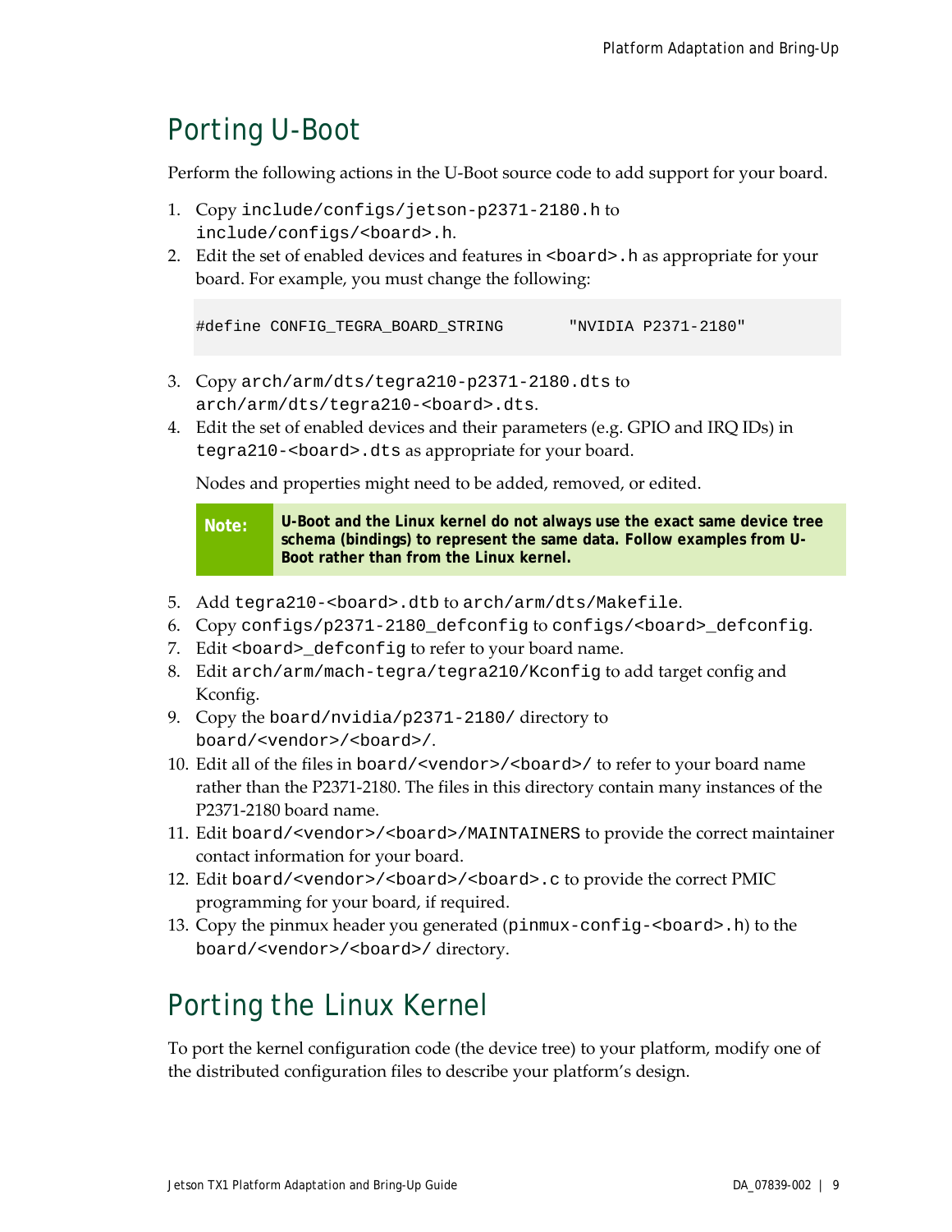## Porting U-Boot

Perform the following actions in the U-Boot source code to add support for your board.

1. Copy `include/configs/jetson-p2371-2180.h` to `include/configs/<board>.h`.
2. Edit the set of enabled devices and features in `<board>.h` as appropriate for your board. For example, you must change the following:

    ```
    #define CONFIG_TEGRA_BOARD_STRING       "NVIDIA P2371-2180"
    ```

3. Copy `arch/arm/dts/tegra210-p2371-2180.dts` to `arch/arm/dts/tegra210-<board>.dts`.
4. Edit the set of enabled devices and their parameters (e.g. GPIO and IRQ IDs) in `tegra210-<board>.dts` as appropriate for your board.

    Nodes and properties might need to be added, removed, or edited.

    > **Note:** **U-Boot and the Linux kernel do not always use the exact same device tree schema (bindings) to represent the same data. Follow examples from U-Boot rather than from the Linux kernel.**

5. Add `tegra210-<board>.dtb` to `arch/arm/dts/Makefile`.
6. Copy `configs/p2371-2180_defconfig` to `configs/<board>_defconfig`.
7. Edit `<board>_defconfig` to refer to your board name.
8. Edit `arch/arm/mach-tegra/tegra210/Kconfig` to add target config and Kconfig.
9. Copy the `board/nvidia/p2371-2180/` directory to `board/<vendor>/<board>/`.
10. Edit all of the files in `board/<vendor>/<board>/` to refer to your board name rather than the P2371-2180. The files in this directory contain many instances of the P2371-2180 board name.
11. Edit `board/<vendor>/<board>/MAINTAINERS` to provide the correct maintainer contact information for your board.
12. Edit `board/<vendor>/<board>/<board>.c` to provide the correct PMIC programming for your board, if required.
13. Copy the pinmux header you generated (`pinmux-config-<board>.h`) to the `board/<vendor>/<board>/` directory.

## Porting the Linux Kernel

To port the kernel configuration code (the device tree) to your platform, modify one of the distributed configuration files to describe your platform's design.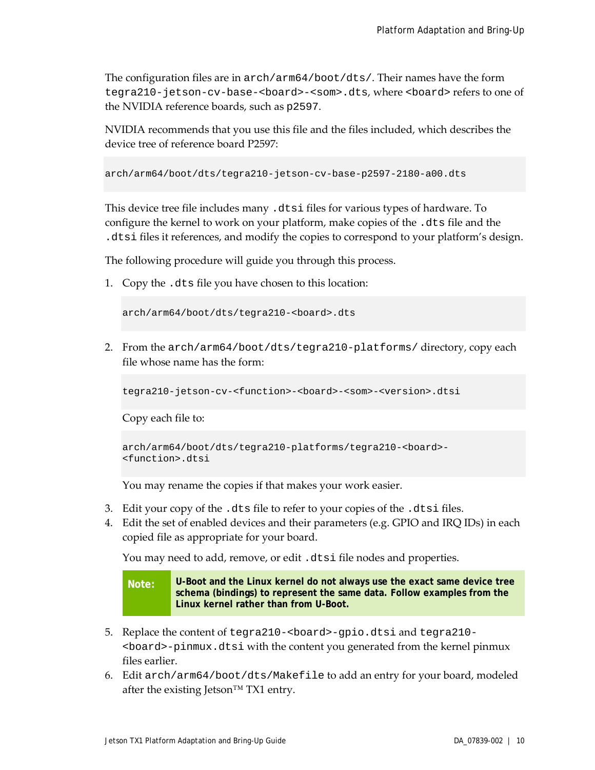The configuration files are in `arch/arm64/boot/dts/`. Their names have the form `tegra210-jetson-cv-base-<board>-<som>.dts`, where `<board>` refers to one of the NVIDIA reference boards, such as `p2597`.

NVIDIA recommends that you use this file and the files included, which describes the device tree of reference board P2597:

```
arch/arm64/boot/dts/tegra210-jetson-cv-base-p2597-2180-a00.dts
```

This device tree file includes many `.dtsi` files for various types of hardware. To configure the kernel to work on your platform, make copies of the `.dts` file and the `.dtsi` files it references, and modify the copies to correspond to your platform's design.

The following procedure will guide you through this process.

1. Copy the `.dts` file you have chosen to this location:

   ```
   arch/arm64/boot/dts/tegra210-<board>.dts
   ```

2. From the `arch/arm64/boot/dts/tegra210-platforms/` directory, copy each file whose name has the form:

   ```
   tegra210-jetson-cv-<function>-<board>-<som>-<version>.dtsi
   ```

   Copy each file to:

   ```
   arch/arm64/boot/dts/tegra210-platforms/tegra210-<board>-
   <function>.dtsi
   ```

   You may rename the copies if that makes your work easier.

3. Edit your copy of the `.dts` file to refer to your copies of the `.dtsi` files.
4. Edit the set of enabled devices and their parameters (e.g. GPIO and IRQ IDs) in each copied file as appropriate for your board.

   You may need to add, remove, or edit `.dtsi` file nodes and properties.

   > **Note:** **U-Boot and the Linux kernel do not always use the exact same device tree schema (bindings) to represent the same data. Follow examples from the Linux kernel rather than from U-Boot.**

5. Replace the content of `tegra210-<board>-gpio.dtsi` and `tegra210-<board>-pinmux.dtsi` with the content you generated from the kernel pinmux files earlier.
6. Edit `arch/arm64/boot/dts/Makefile` to add an entry for your board, modeled after the existing Jetson™ TX1 entry.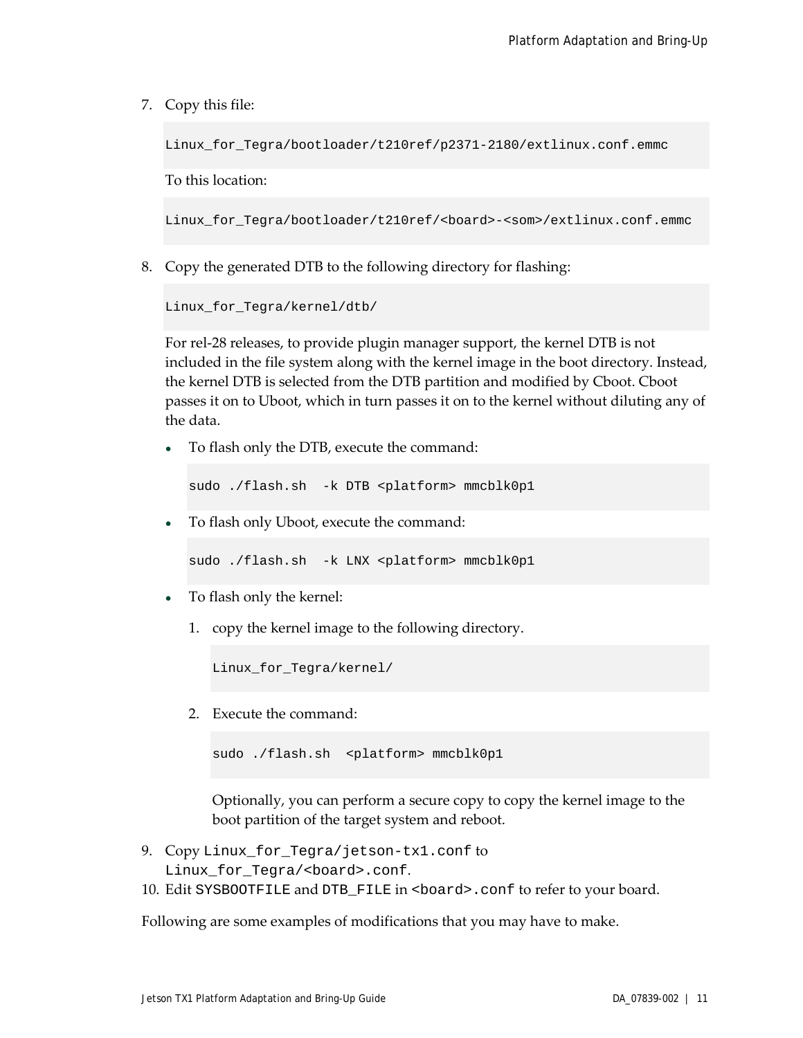7. Copy this file:

```
Linux_for_Tegra/bootloader/t210ref/p2371-2180/extlinux.conf.emmc
```

   To this location:

```
Linux_for_Tegra/bootloader/t210ref/<board>-<som>/extlinux.conf.emmc
```

8. Copy the generated DTB to the following directory for flashing:

```
Linux_for_Tegra/kernel/dtb/
```

   For rel-28 releases, to provide plugin manager support, the kernel DTB is not included in the file system along with the kernel image in the boot directory. Instead, the kernel DTB is selected from the DTB partition and modified by Cboot. Cboot passes it on to Uboot, which in turn passes it on to the kernel without diluting any of the data.

   - To flash only the DTB, execute the command:

```
sudo ./flash.sh  -k DTB <platform> mmcblk0p1
```

   - To flash only Uboot, execute the command:

```
sudo ./flash.sh  -k LNX <platform> mmcblk0p1
```

   - To flash only the kernel:

     1. copy the kernel image to the following directory.

```
Linux_for_Tegra/kernel/
```

     2. Execute the command:

```
sudo ./flash.sh  <platform> mmcblk0p1
```

        Optionally, you can perform a secure copy to copy the kernel image to the boot partition of the target system and reboot.

9. Copy `Linux_for_Tegra/jetson-tx1.conf` to `Linux_for_Tegra/<board>.conf`.
10. Edit `SYSBOOTFILE` and `DTB_FILE` in `<board>.conf` to refer to your board.

Following are some examples of modifications that you may have to make.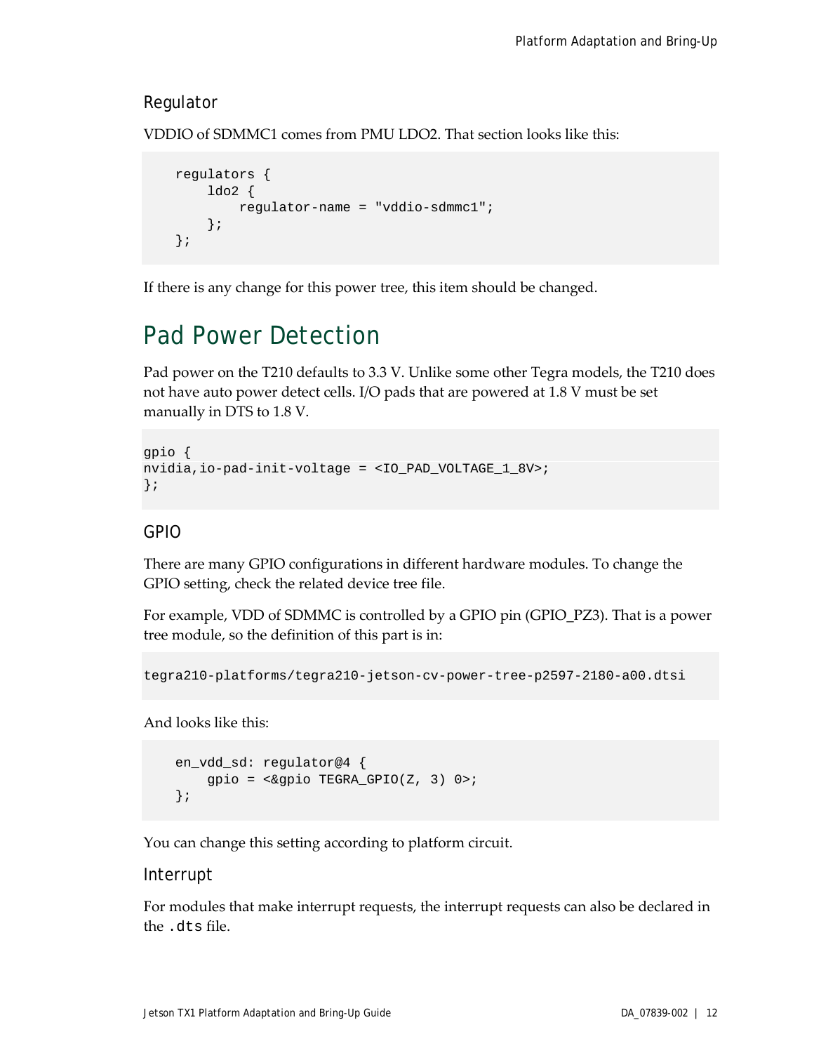### Regulator

VDDIO of SDMMC1 comes from PMU LDO2. That section looks like this:

```
    regulators {
        ldo2 {
            regulator-name = "vddio-sdmmc1";
        };
    };
```

If there is any change for this power tree, this item should be changed.

## Pad Power Detection

Pad power on the T210 defaults to 3.3 V. Unlike some other Tegra models, the T210 does not have auto power detect cells. I/O pads that are powered at 1.8 V must be set manually in DTS to 1.8 V.

```
gpio {
nvidia,io-pad-init-voltage = <IO_PAD_VOLTAGE_1_8V>;
};
```

### GPIO

There are many GPIO configurations in different hardware modules. To change the GPIO setting, check the related device tree file.

For example, VDD of SDMMC is controlled by a GPIO pin (GPIO_PZ3). That is a power tree module, so the definition of this part is in:

```
tegra210-platforms/tegra210-jetson-cv-power-tree-p2597-2180-a00.dtsi
```

And looks like this:

```
    en_vdd_sd: regulator@4 {
        gpio = <&gpio TEGRA_GPIO(Z, 3) 0>;
    };
```

You can change this setting according to platform circuit.

### Interrupt

For modules that make interrupt requests, the interrupt requests can also be declared in the `.dts` file.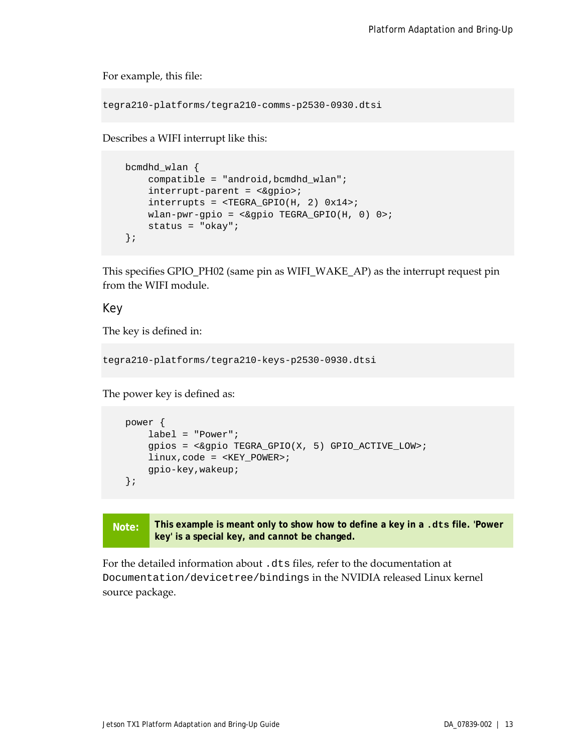For example, this file:

```
tegra210-platforms/tegra210-comms-p2530-0930.dtsi
```

Describes a WIFI interrupt like this:

```
bcmdhd_wlan {
    compatible = "android,bcmdhd_wlan";
    interrupt-parent = <&gpio>;
    interrupts = <TEGRA_GPIO(H, 2) 0x14>;
    wlan-pwr-gpio = <&gpio TEGRA_GPIO(H, 0) 0>;
    status = "okay";
};
```

This specifies GPIO_PH02 (same pin as WIFI_WAKE_AP) as the interrupt request pin from the WIFI module.

### Key

The key is defined in:

```
tegra210-platforms/tegra210-keys-p2530-0930.dtsi
```

The power key is defined as:

```
power {
    label = "Power";
    gpios = <&gpio TEGRA_GPIO(X, 5) GPIO_ACTIVE_LOW>;
    linux,code = <KEY_POWER>;
    gpio-key,wakeup;
};
```

> **Note:** **This example is meant only to show how to define a key in a `.dts` file. 'Power key' is a special key, and cannot be changed.**

For the detailed information about `.dts` files, refer to the documentation at `Documentation/devicetree/bindings` in the NVIDIA released Linux kernel source package.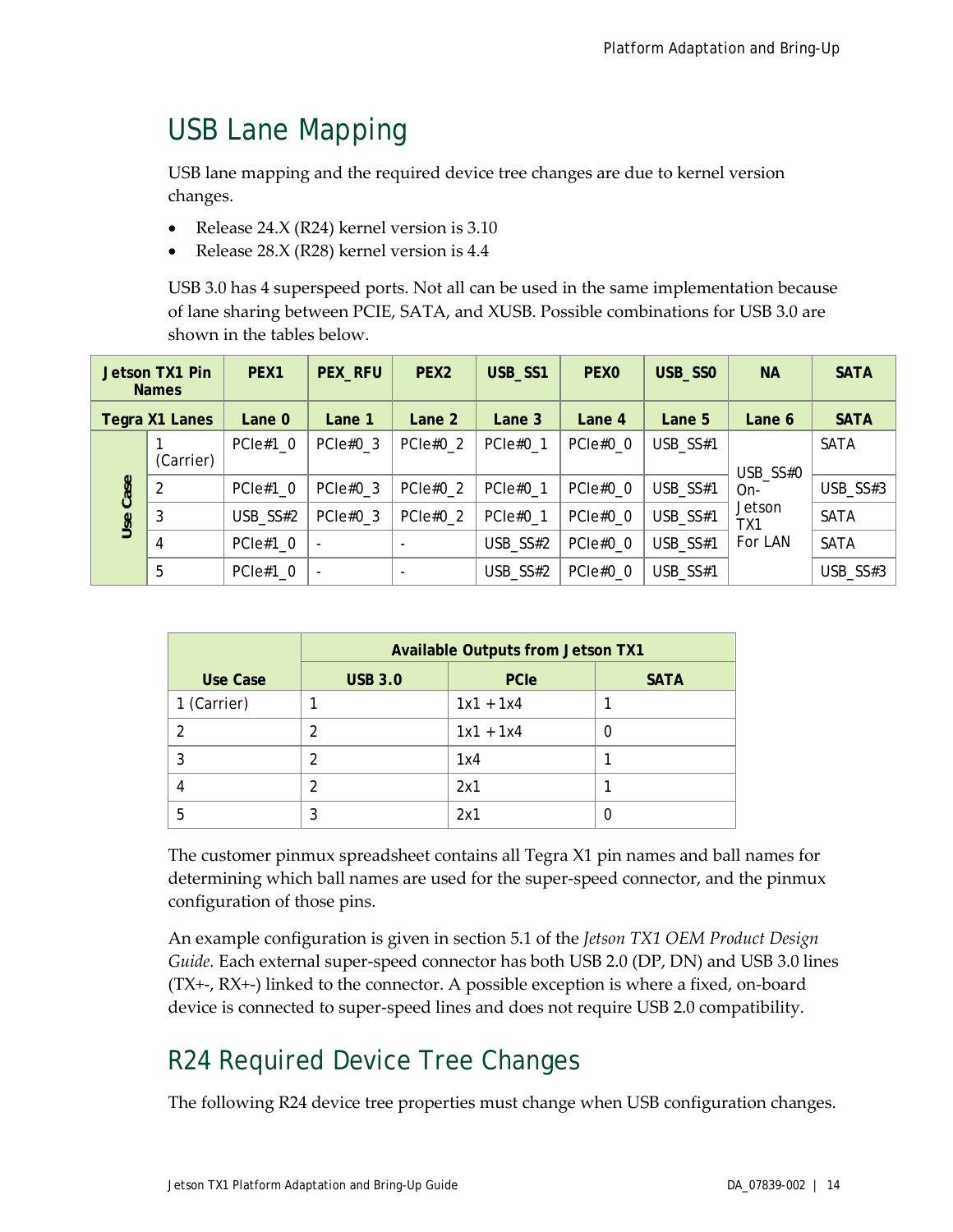# USB Lane Mapping

USB lane mapping and the required device tree changes are due to kernel version changes.

- Release 24.X (R24) kernel version is 3.10
- Release 28.X (R28) kernel version is 4.4

USB 3.0 has 4 superspeed ports. Not all can be used in the same implementation because of lane sharing between PCIE, SATA, and XUSB. Possible combinations for USB 3.0 are shown in the tables below.

| Jetson TX1 Pin Names | | PEX1 | PEX_RFU | PEX2 | USB_SS1 | PEX0 | USB_SS0 | NA | SATA |
|---|---|---|---|---|---|---|---|---|---|
| **Tegra X1 Lanes** | | **Lane 0** | **Lane 1** | **Lane 2** | **Lane 3** | **Lane 4** | **Lane 5** | **Lane 6** | **SATA** |
| Use Case | 1 (Carrier) | PCIe#1_0 | PCIe#0_3 | PCIe#0_2 | PCIe#0_1 | PCIe#0_0 | USB_SS#1 | USB_SS#0 On-Jetson TX1 For LAN | SATA |
| | 2 | PCIe#1_0 | PCIe#0_3 | PCIe#0_2 | PCIe#0_1 | PCIe#0_0 | USB_SS#1 | | USB_SS#3 |
| | 3 | USB_SS#2 | PCIe#0_3 | PCIe#0_2 | PCIe#0_1 | PCIe#0_0 | USB_SS#1 | | SATA |
| | 4 | PCIe#1_0 | - | - | USB_SS#2 | PCIe#0_0 | USB_SS#1 | | SATA |
| | 5 | PCIe#1_0 | - | - | USB_SS#2 | PCIe#0_0 | USB_SS#1 | | USB_SS#3 |

| Use Case | Available Outputs from Jetson TX1 | | |
|---|---|---|---|
| | **USB 3.0** | **PCIe** | **SATA** |
| 1 (Carrier) | 1 | 1x1 + 1x4 | 1 |
| 2 | 2 | 1x1 + 1x4 | 0 |
| 3 | 2 | 1x4 | 1 |
| 4 | 2 | 2x1 | 1 |
| 5 | 3 | 2x1 | 0 |

The customer pinmux spreadsheet contains all Tegra X1 pin names and ball names for determining which ball names are used for the super-speed connector, and the pinmux configuration of those pins.

An example configuration is given in section 5.1 of the *Jetson TX1 OEM Product Design Guide.* Each external super-speed connector has both USB 2.0 (DP, DN) and USB 3.0 lines (TX+-, RX+-) linked to the connector. A possible exception is where a fixed, on-board device is connected to super-speed lines and does not require USB 2.0 compatibility.

# R24 Required Device Tree Changes

The following R24 device tree properties must change when USB configuration changes.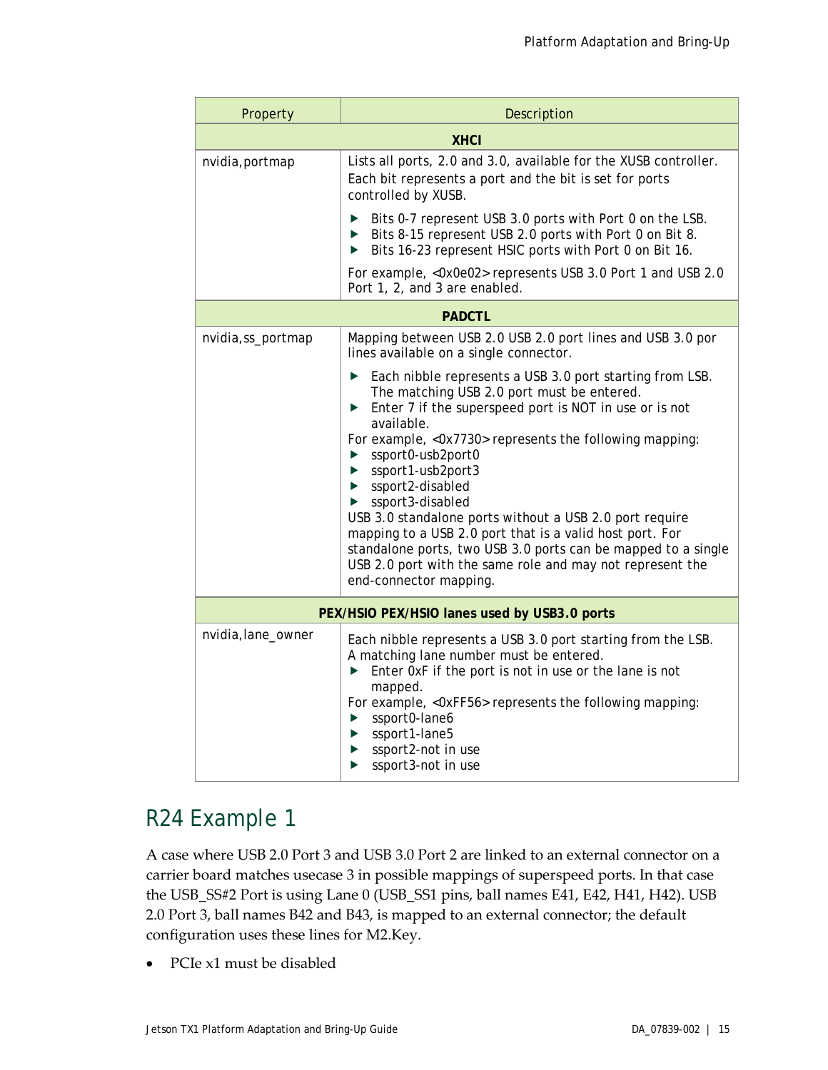| Property | Description |
|---|---|
| **XHCI** | |
| nvidia,portmap | Lists all ports, 2.0 and 3.0, available for the XUSB controller. Each bit represents a port and the bit is set for ports controlled by XUSB.<br>▶ Bits 0-7 represent USB 3.0 ports with Port 0 on the LSB.<br>▶ Bits 8-15 represent USB 2.0 ports with Port 0 on Bit 8.<br>▶ Bits 16-23 represent HSIC ports with Port 0 on Bit 16.<br>For example, <0x0e02> represents USB 3.0 Port 1 and USB 2.0 Port 1, 2, and 3 are enabled. |
| **PADCTL** | |
| nvidia,ss_portmap | Mapping between USB 2.0 USB 2.0 port lines and USB 3.0 por lines available on a single connector.<br>▶ Each nibble represents a USB 3.0 port starting from LSB. The matching USB 2.0 port must be entered.<br>▶ Enter 7 if the superspeed port is NOT in use or is not available.<br>For example, <0x7730> represents the following mapping:<br>▶ ssport0-usb2port0<br>▶ ssport1-usb2port3<br>▶ ssport2-disabled<br>▶ ssport3-disabled<br>USB 3.0 standalone ports without a USB 2.0 port require mapping to a USB 2.0 port that is a valid host port. For standalone ports, two USB 3.0 ports can be mapped to a single USB 2.0 port with the same role and may not represent the end-connector mapping. |
| **PEX/HSIO PEX/HSIO lanes used by USB3.0 ports** | |
| nvidia,lane_owner | Each nibble represents a USB 3.0 port starting from the LSB. A matching lane number must be entered.<br>▶ Enter 0xF if the port is not in use or the lane is not mapped.<br>For example, <0xFF56> represents the following mapping:<br>▶ ssport0-lane6<br>▶ ssport1-lane5<br>▶ ssport2-not in use<br>▶ ssport3-not in use |

## R24 Example 1

A case where USB 2.0 Port 3 and USB 3.0 Port 2 are linked to an external connector on a carrier board matches usecase 3 in possible mappings of superspeed ports. In that case the USB_SS#2 Port is using Lane 0 (USB_SS1 pins, ball names E41, E42, H41, H42). USB 2.0 Port 3, ball names B42 and B43, is mapped to an external connector; the default configuration uses these lines for M2.Key.

- PCIe x1 must be disabled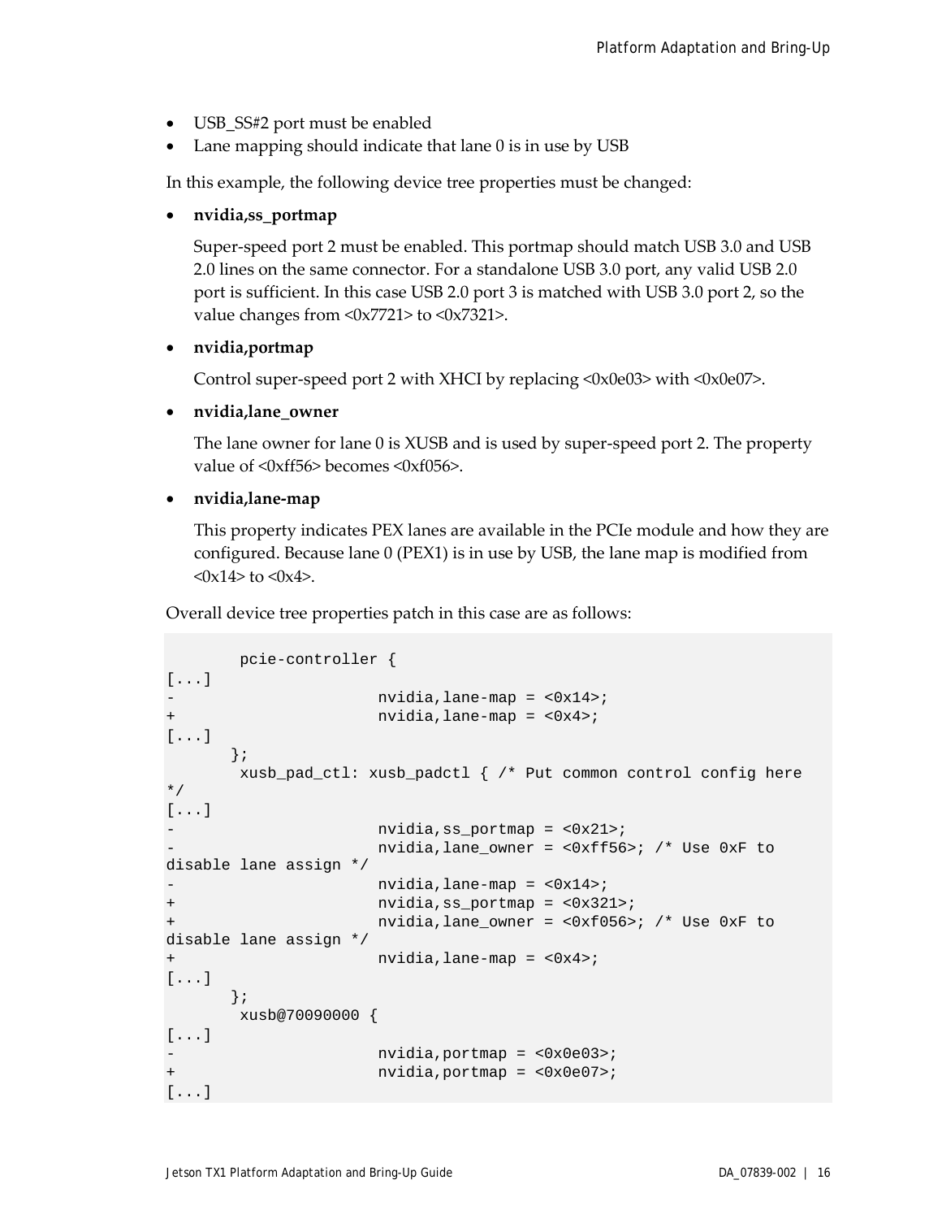- USB_SS#2 port must be enabled
- Lane mapping should indicate that lane 0 is in use by USB

In this example, the following device tree properties must be changed:

- **nvidia,ss_portmap**

  Super-speed port 2 must be enabled. This portmap should match USB 3.0 and USB 2.0 lines on the same connector. For a standalone USB 3.0 port, any valid USB 2.0 port is sufficient. In this case USB 2.0 port 3 is matched with USB 3.0 port 2, so the value changes from <0x7721> to <0x7321>.

- **nvidia,portmap**

  Control super-speed port 2 with XHCI by replacing <0x0e03> with <0x0e07>.

- **nvidia,lane_owner**

  The lane owner for lane 0 is XUSB and is used by super-speed port 2. The property value of <0xff56> becomes <0xf056>.

- **nvidia,lane-map**

  This property indicates PEX lanes are available in the PCIe module and how they are configured. Because lane 0 (PEX1) is in use by USB, the lane map is modified from <0x14> to <0x4>.

Overall device tree properties patch in this case are as follows:

```
        pcie-controller {
[...]
-                       nvidia,lane-map = <0x14>;
+                       nvidia,lane-map = <0x4>;
[...]
       };
        xusb_pad_ctl: xusb_padctl { /* Put common control config here
*/
[...]
-                       nvidia,ss_portmap = <0x21>;
-                       nvidia,lane_owner = <0xff56>; /* Use 0xF to
disable lane assign */
-                       nvidia,lane-map = <0x14>;
+                       nvidia,ss_portmap = <0x321>;
+                       nvidia,lane_owner = <0xf056>; /* Use 0xF to
disable lane assign */
+                       nvidia,lane-map = <0x4>;
[...]
       };
        xusb@70090000 {
[...]
-                       nvidia,portmap = <0x0e03>;
+                       nvidia,portmap = <0x0e07>;
[...]
```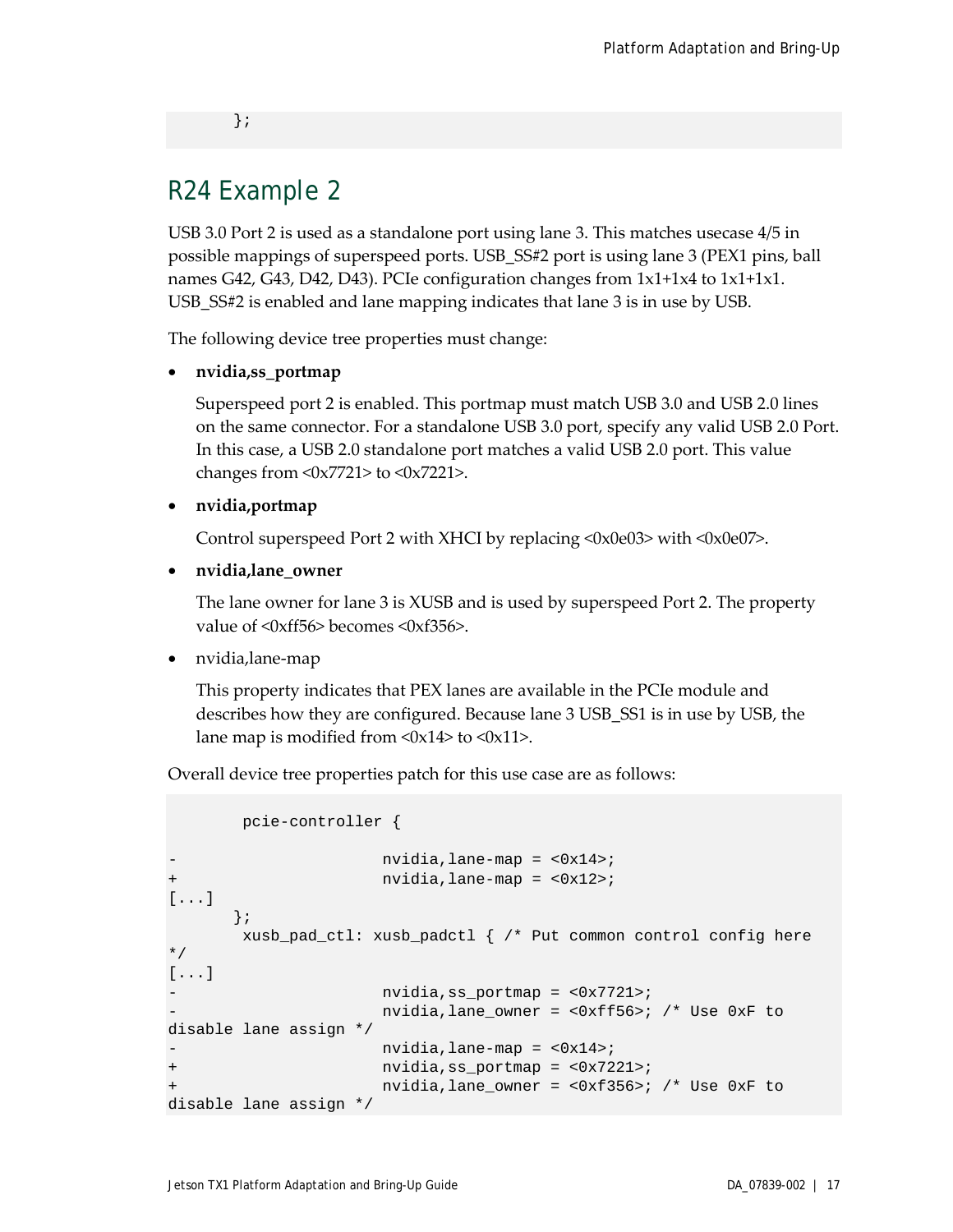```
	};
```

## R24 Example 2

USB 3.0 Port 2 is used as a standalone port using lane 3. This matches usecase 4/5 in possible mappings of superspeed ports. USB_SS#2 port is using lane 3 (PEX1 pins, ball names G42, G43, D42, D43). PCIe configuration changes from 1x1+1x4 to 1x1+1x1. USB_SS#2 is enabled and lane mapping indicates that lane 3 is in use by USB.

The following device tree properties must change:

- **nvidia,ss_portmap**

  Superspeed port 2 is enabled. This portmap must match USB 3.0 and USB 2.0 lines on the same connector. For a standalone USB 3.0 port, specify any valid USB 2.0 Port. In this case, a USB 2.0 standalone port matches a valid USB 2.0 port. This value changes from <0x7721> to <0x7221>.

- **nvidia,portmap**

  Control superspeed Port 2 with XHCI by replacing <0x0e03> with <0x0e07>.

- **nvidia,lane_owner**

  The lane owner for lane 3 is XUSB and is used by superspeed Port 2. The property value of <0xff56> becomes <0xf356>.

- nvidia,lane-map

  This property indicates that PEX lanes are available in the PCIe module and describes how they are configured. Because lane 3 USB_SS1 is in use by USB, the lane map is modified from <0x14> to <0x11>.

Overall device tree properties patch for this use case are as follows:

```
        pcie-controller {

-                       nvidia,lane-map = <0x14>;
+                       nvidia,lane-map = <0x12>;
[...]
       };
        xusb_pad_ctl: xusb_padctl { /* Put common control config here
*/
[...]
-                       nvidia,ss_portmap = <0x7721>;
-                       nvidia,lane_owner = <0xff56>; /* Use 0xF to
disable lane assign */
-                       nvidia,lane-map = <0x14>;
+                       nvidia,ss_portmap = <0x7221>;
+                       nvidia,lane_owner = <0xf356>; /* Use 0xF to
disable lane assign */
```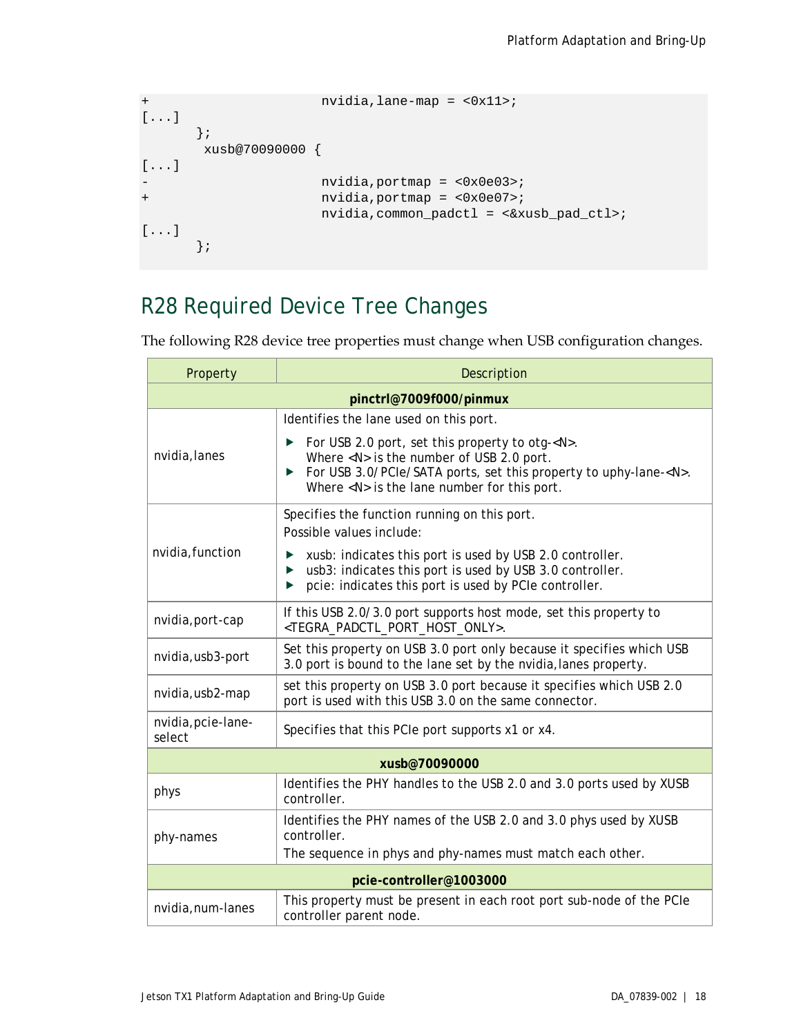```
+                       nvidia,lane-map = <0x11>;
[...]
       };
        xusb@70090000 {
[...]
-                       nvidia,portmap = <0x0e03>;
+                       nvidia,portmap = <0x0e07>;
                        nvidia,common_padctl = <&xusb_pad_ctl>;
[...]
       };
```

## R28 Required Device Tree Changes

The following R28 device tree properties must change when USB configuration changes.

| Property | Description |
|---|---|
| **pinctrl@7009f000/pinmux** | |
| nvidia,lanes | Identifies the lane used on this port.<br>▶ For USB 2.0 port, set this property to otg-<N>. Where <N> is the number of USB 2.0 port.<br>▶ For USB 3.0/PCIe/SATA ports, set this property to uphy-lane-<N>. Where <N> is the lane number for this port. |
| nvidia,function | Specifies the function running on this port.<br>Possible values include:<br>▶ xusb: indicates this port is used by USB 2.0 controller.<br>▶ usb3: indicates this port is used by USB 3.0 controller.<br>▶ pcie: indicates this port is used by PCIe controller. |
| nvidia,port-cap | If this USB 2.0/3.0 port supports host mode, set this property to <TEGRA_PADCTL_PORT_HOST_ONLY>. |
| nvidia,usb3-port | Set this property on USB 3.0 port only because it specifies which USB 3.0 port is bound to the lane set by the nvidia,lanes property. |
| nvidia,usb2-map | set this property on USB 3.0 port because it specifies which USB 2.0 port is used with this USB 3.0 on the same connector. |
| nvidia,pcie-lane-select | Specifies that this PCIe port supports x1 or x4. |
| **xusb@70090000** | |
| phys | Identifies the PHY handles to the USB 2.0 and 3.0 ports used by XUSB controller. |
| phy-names | Identifies the PHY names of the USB 2.0 and 3.0 phys used by XUSB controller.<br>The sequence in phys and phy-names must match each other. |
| **pcie-controller@1003000** | |
| nvidia,num-lanes | This property must be present in each root port sub-node of the PCIe controller parent node. |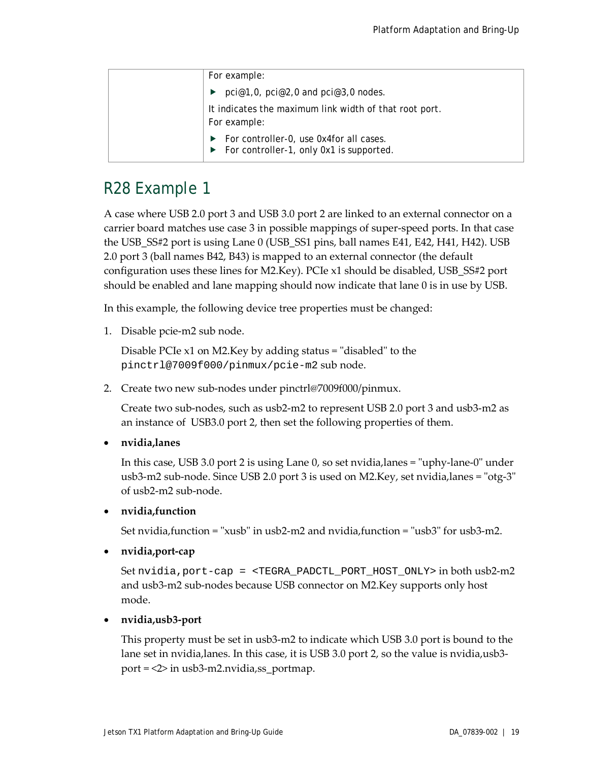|  | For example:<br>▶ pci@1,0, pci@2,0 and pci@3,0 nodes.<br>It indicates the maximum link width of that root port.<br>For example:<br>▶ For controller-0, use 0x4for all cases.<br>▶ For controller-1, only 0x1 is supported. |
| --- | --- |

## R28 Example 1

A case where USB 2.0 port 3 and USB 3.0 port 2 are linked to an external connector on a carrier board matches use case 3 in possible mappings of super-speed ports. In that case the USB_SS#2 port is using Lane 0 (USB_SS1 pins, ball names E41, E42, H41, H42). USB 2.0 port 3 (ball names B42, B43) is mapped to an external connector (the default configuration uses these lines for M2.Key). PCIe x1 should be disabled, USB_SS#2 port should be enabled and lane mapping should now indicate that lane 0 is in use by USB.

In this example, the following device tree properties must be changed:

1. Disable pcie-m2 sub node.

   Disable PCIe x1 on M2.Key by adding status = "disabled" to the `pinctrl@7009f000/pinmux/pcie-m2` sub node.

2. Create two new sub-nodes under pinctrl@7009f000/pinmux.

   Create two sub-nodes, such as usb2-m2 to represent USB 2.0 port 3 and usb3-m2 as an instance of USB3.0 port 2, then set the following properties of them.

- **nvidia,lanes**

  In this case, USB 3.0 port 2 is using Lane 0, so set nvidia,lanes = "uphy-lane-0" under usb3-m2 sub-node. Since USB 2.0 port 3 is used on M2.Key, set nvidia,lanes = "otg-3" of usb2-m2 sub-node.

- **nvidia,function**

  Set nvidia,function = "xusb" in usb2-m2 and nvidia,function = "usb3" for usb3-m2.

- **nvidia,port-cap**

  Set `nvidia,port-cap = <TEGRA_PADCTL_PORT_HOST_ONLY>` in both usb2-m2 and usb3-m2 sub-nodes because USB connector on M2.Key supports only host mode.

- **nvidia,usb3-port**

  This property must be set in usb3-m2 to indicate which USB 3.0 port is bound to the lane set in nvidia,lanes. In this case, it is USB 3.0 port 2, so the value is nvidia,usb3-port = <2> in usb3-m2.nvidia,ss_portmap.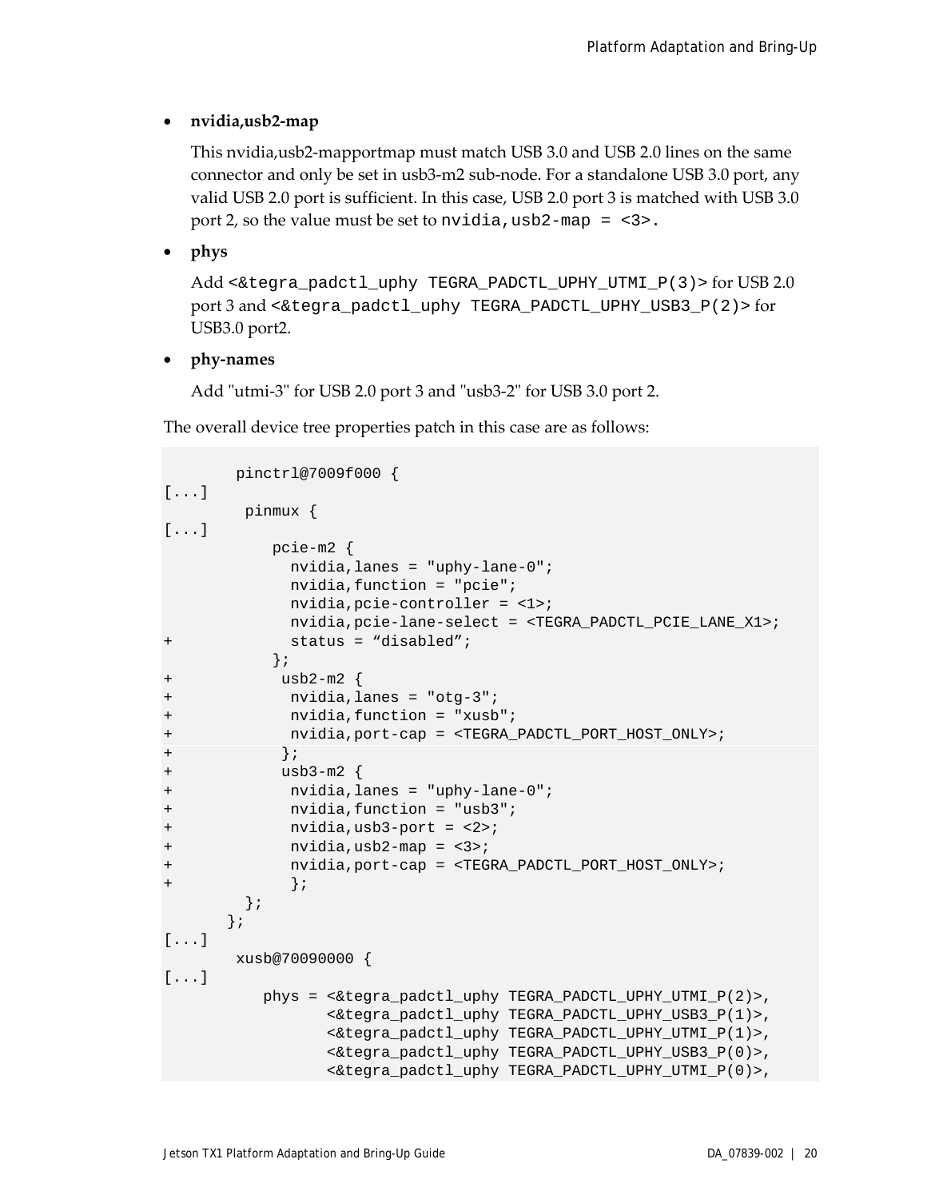- **nvidia,usb2-map**

  This nvidia,usb2-mapportmap must match USB 3.0 and USB 2.0 lines on the same connector and only be set in usb3-m2 sub-node. For a standalone USB 3.0 port, any valid USB 2.0 port is sufficient. In this case, USB 2.0 port 3 is matched with USB 3.0 port 2, so the value must be set to `nvidia,usb2-map = <3>.`

- **phys**

  Add `<&tegra_padctl_uphy TEGRA_PADCTL_UPHY_UTMI_P(3)>` for USB 2.0 port 3 and `<&tegra_padctl_uphy TEGRA_PADCTL_UPHY_USB3_P(2)>` for USB3.0 port2.

- **phy-names**

  Add "utmi-3" for USB 2.0 port 3 and "usb3-2" for USB 3.0 port 2.

The overall device tree properties patch in this case are as follows:

```
        pinctrl@7009f000 {
[...]
         pinmux {
[...]
            pcie-m2 {
              nvidia,lanes = "uphy-lane-0";
              nvidia,function = "pcie";
              nvidia,pcie-controller = <1>;
              nvidia,pcie-lane-select = <TEGRA_PADCTL_PCIE_LANE_X1>;
+             status = “disabled”;
            };
+            usb2-m2 {
+             nvidia,lanes = "otg-3";
+             nvidia,function = "xusb";
+             nvidia,port-cap = <TEGRA_PADCTL_PORT_HOST_ONLY>;
+            };
+            usb3-m2 {
+             nvidia,lanes = "uphy-lane-0";
+             nvidia,function = "usb3";
+             nvidia,usb3-port = <2>;
+             nvidia,usb2-map = <3>;
+             nvidia,port-cap = <TEGRA_PADCTL_PORT_HOST_ONLY>;
+             };
         };
        };
[...]
        xusb@70090000 {
[...]
           phys = <&tegra_padctl_uphy TEGRA_PADCTL_UPHY_UTMI_P(2)>,
                  <&tegra_padctl_uphy TEGRA_PADCTL_UPHY_USB3_P(1)>,
                  <&tegra_padctl_uphy TEGRA_PADCTL_UPHY_UTMI_P(1)>,
                  <&tegra_padctl_uphy TEGRA_PADCTL_UPHY_USB3_P(0)>,
                  <&tegra_padctl_uphy TEGRA_PADCTL_UPHY_UTMI_P(0)>,
```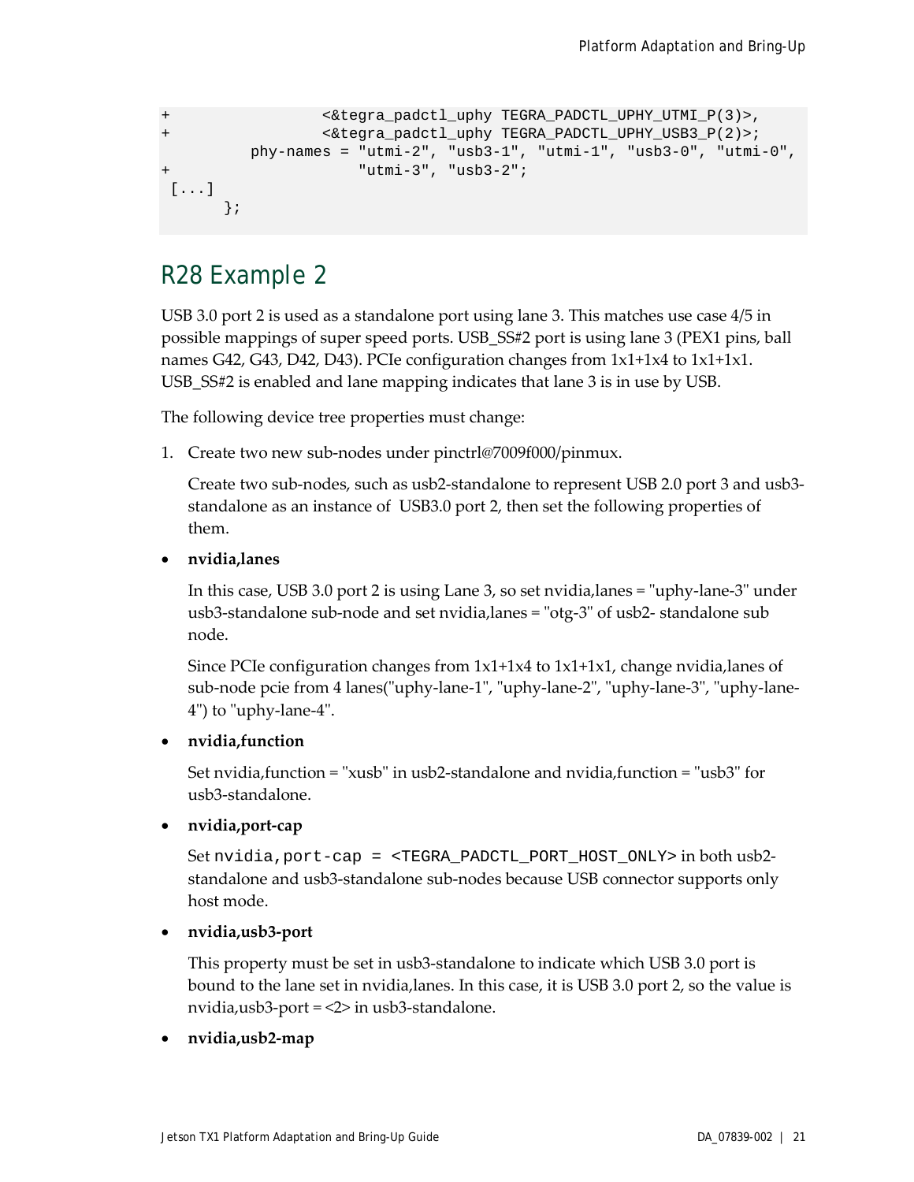```
+                 <&tegra_padctl_uphy TEGRA_PADCTL_UPHY_UTMI_P(3)>,
+                 <&tegra_padctl_uphy TEGRA_PADCTL_UPHY_USB3_P(2)>;
          phy-names = "utmi-2", "usb3-1", "utmi-1", "usb3-0", "utmi-0",
+                       "utmi-3", "usb3-2";
 [...]
      };
```

## R28 Example 2

USB 3.0 port 2 is used as a standalone port using lane 3. This matches use case 4/5 in possible mappings of super speed ports. USB_SS#2 port is using lane 3 (PEX1 pins, ball names G42, G43, D42, D43). PCIe configuration changes from 1x1+1x4 to 1x1+1x1. USB_SS#2 is enabled and lane mapping indicates that lane 3 is in use by USB.

The following device tree properties must change:

1. Create two new sub-nodes under pinctrl@7009f000/pinmux.

   Create two sub-nodes, such as usb2-standalone to represent USB 2.0 port 3 and usb3-standalone as an instance of USB3.0 port 2, then set the following properties of them.

- **nvidia,lanes**

  In this case, USB 3.0 port 2 is using Lane 3, so set nvidia,lanes = "uphy-lane-3" under usb3-standalone sub-node and set nvidia,lanes = "otg-3" of usb2- standalone sub node.

  Since PCIe configuration changes from 1x1+1x4 to 1x1+1x1, change nvidia,lanes of sub-node pcie from 4 lanes("uphy-lane-1", "uphy-lane-2", "uphy-lane-3", "uphy-lane-4") to "uphy-lane-4".

- **nvidia,function**

  Set nvidia,function = "xusb" in usb2-standalone and nvidia,function = "usb3" for usb3-standalone.

- **nvidia,port-cap**

  Set `nvidia,port-cap = <TEGRA_PADCTL_PORT_HOST_ONLY>` in both usb2-standalone and usb3-standalone sub-nodes because USB connector supports only host mode.

- **nvidia,usb3-port**

  This property must be set in usb3-standalone to indicate which USB 3.0 port is bound to the lane set in nvidia,lanes. In this case, it is USB 3.0 port 2, so the value is nvidia,usb3-port = <2> in usb3-standalone.

- **nvidia,usb2-map**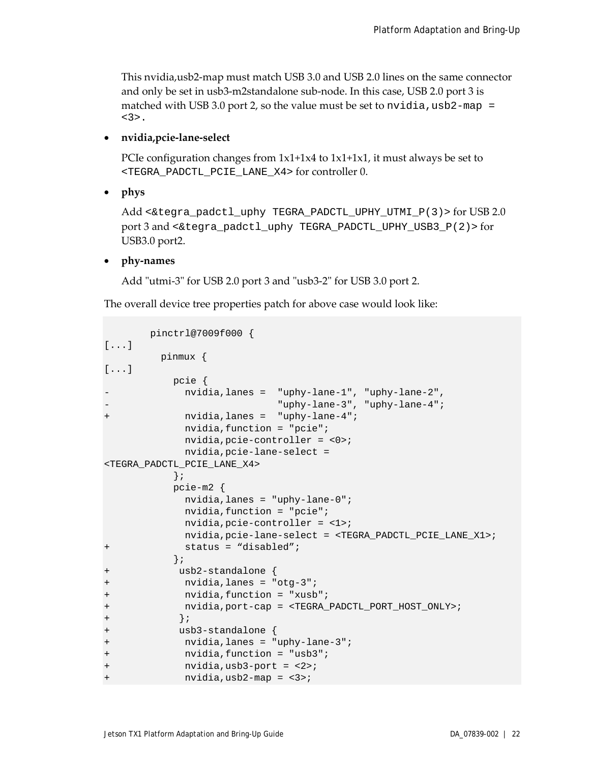This nvidia,usb2-map must match USB 3.0 and USB 2.0 lines on the same connector and only be set in usb3-m2standalone sub-node. In this case, USB 2.0 port 3 is matched with USB 3.0 port 2, so the value must be set to `nvidia,usb2-map = <3>`.

- **nvidia,pcie-lane-select**

  PCIe configuration changes from 1x1+1x4 to 1x1+1x1, it must always be set to `<TEGRA_PADCTL_PCIE_LANE_X4>` for controller 0.

- **phys**

  Add `<&tegra_padctl_uphy TEGRA_PADCTL_UPHY_UTMI_P(3)>` for USB 2.0 port 3 and `<&tegra_padctl_uphy TEGRA_PADCTL_UPHY_USB3_P(2)>` for USB3.0 port2.

- **phy-names**

  Add "utmi-3" for USB 2.0 port 3 and "usb3-2" for USB 3.0 port 2.

The overall device tree properties patch for above case would look like:

```
        pinctrl@7009f000 {
[...]
          pinmux {
[...]
            pcie {
-             nvidia,lanes =  "uphy-lane-1", "uphy-lane-2",
-                             "uphy-lane-3", "uphy-lane-4";
+             nvidia,lanes =  "uphy-lane-4";
              nvidia,function = "pcie";
              nvidia,pcie-controller = <0>;
              nvidia,pcie-lane-select =
<TEGRA_PADCTL_PCIE_LANE_X4>
            };
            pcie-m2 {
              nvidia,lanes = "uphy-lane-0";
              nvidia,function = "pcie";
              nvidia,pcie-controller = <1>;
              nvidia,pcie-lane-select = <TEGRA_PADCTL_PCIE_LANE_X1>;
+             status = "disabled";
            };
+            usb2-standalone {
+             nvidia,lanes = "otg-3";
+             nvidia,function = "xusb";
+             nvidia,port-cap = <TEGRA_PADCTL_PORT_HOST_ONLY>;
+            };
+            usb3-standalone {
+             nvidia,lanes = "uphy-lane-3";
+             nvidia,function = "usb3";
+             nvidia,usb3-port = <2>;
+             nvidia,usb2-map = <3>;
```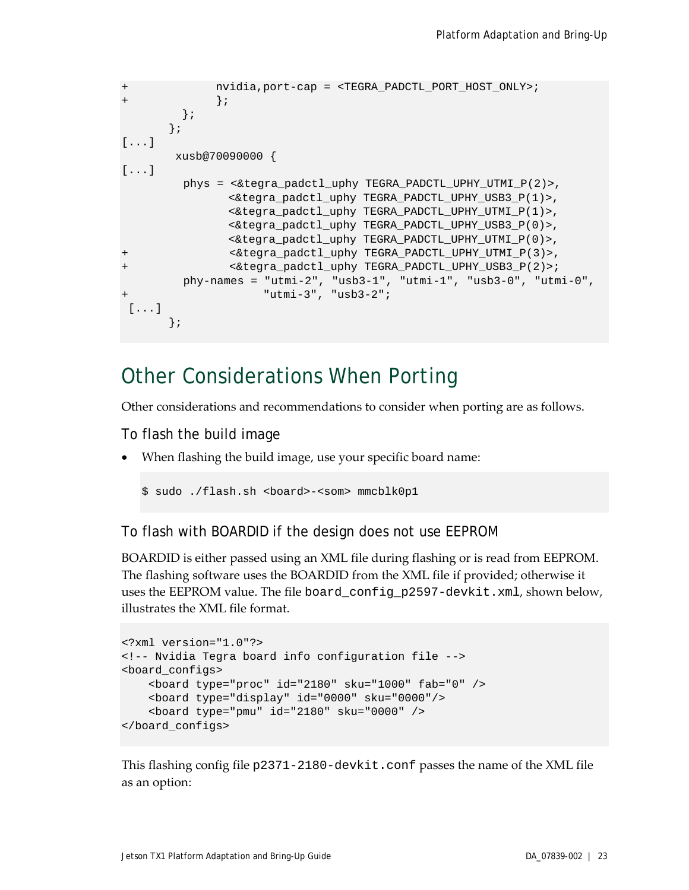```
+            nvidia,port-cap = <TEGRA_PADCTL_PORT_HOST_ONLY>;
+            };
        };
      };
[...]
       xusb@70090000 {
[...]
        phys = <&tegra_padctl_uphy TEGRA_PADCTL_UPHY_UTMI_P(2)>,
               <&tegra_padctl_uphy TEGRA_PADCTL_UPHY_USB3_P(1)>,
               <&tegra_padctl_uphy TEGRA_PADCTL_UPHY_UTMI_P(1)>,
               <&tegra_padctl_uphy TEGRA_PADCTL_UPHY_USB3_P(0)>,
               <&tegra_padctl_uphy TEGRA_PADCTL_UPHY_UTMI_P(0)>,
+              <&tegra_padctl_uphy TEGRA_PADCTL_UPHY_UTMI_P(3)>,
+              <&tegra_padctl_uphy TEGRA_PADCTL_UPHY_USB3_P(2)>;
        phy-names = "utmi-2", "usb3-1", "utmi-1", "usb3-0", "utmi-0",
+                   "utmi-3", "usb3-2";
 [...]
      };
```

## Other Considerations When Porting

Other considerations and recommendations to consider when porting are as follows.

### To flash the build image

- When flashing the build image, use your specific board name:

```
$ sudo ./flash.sh <board>-<som> mmcblk0p1
```

### To flash with BOARDID if the design does not use EEPROM

BOARDID is either passed using an XML file during flashing or is read from EEPROM. The flashing software uses the BOARDID from the XML file if provided; otherwise it uses the EEPROM value. The file `board_config_p2597-devkit.xml`, shown below, illustrates the XML file format.

```
<?xml version="1.0"?>
<!-- Nvidia Tegra board info configuration file -->
<board_configs>
    <board type="proc" id="2180" sku="1000" fab="0" />
    <board type="display" id="0000" sku="0000"/>
    <board type="pmu" id="2180" sku="0000" />
</board_configs>
```

This flashing config file `p2371-2180-devkit.conf` passes the name of the XML file as an option: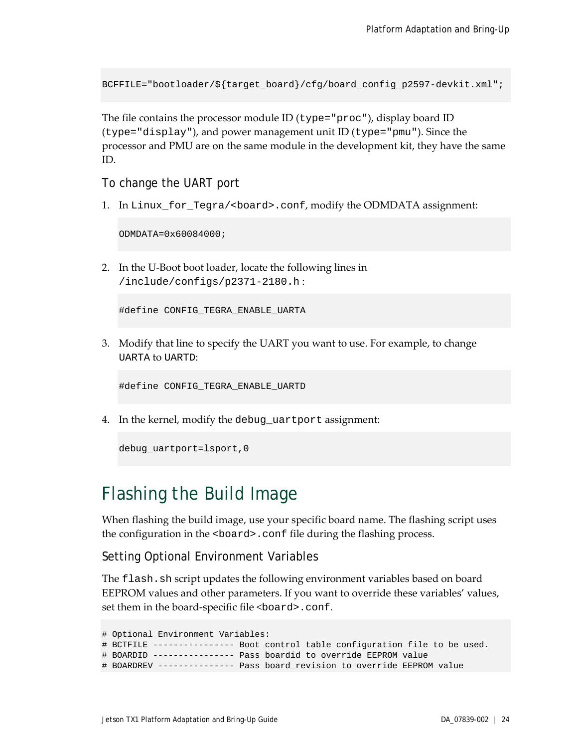```
BCFFILE="bootloader/${target_board}/cfg/board_config_p2597-devkit.xml";
```

The file contains the processor module ID (`type="proc"`), display board ID (`type="display"`), and power management unit ID (`type="pmu"`). Since the processor and PMU are on the same module in the development kit, they have the same ID.

### To change the UART port

1. In `Linux_for_Tegra/<board>.conf`, modify the ODMDATA assignment:

   ```
   ODMDATA=0x60084000;
   ```

2. In the U-Boot boot loader, locate the following lines in `/include/configs/p2371-2180.h`:

   ```
   #define CONFIG_TEGRA_ENABLE_UARTA
   ```

3. Modify that line to specify the UART you want to use. For example, to change `UARTA` to `UARTD`:

   ```
   #define CONFIG_TEGRA_ENABLE_UARTD
   ```

4. In the kernel, modify the `debug_uartport` assignment:

   ```
   debug_uartport=lsport,0
   ```

# Flashing the Build Image

When flashing the build image, use your specific board name. The flashing script uses the configuration in the `<board>.conf` file during the flashing process.

## Setting Optional Environment Variables

The `flash.sh` script updates the following environment variables based on board EEPROM values and other parameters. If you want to override these variables' values, set them in the board-specific file `<board>.conf`.

```
# Optional Environment Variables:
# BCTFILE ---------------- Boot control table configuration file to be used.
# BOARDID ---------------- Pass boardid to override EEPROM value
# BOARDREV --------------- Pass board_revision to override EEPROM value
```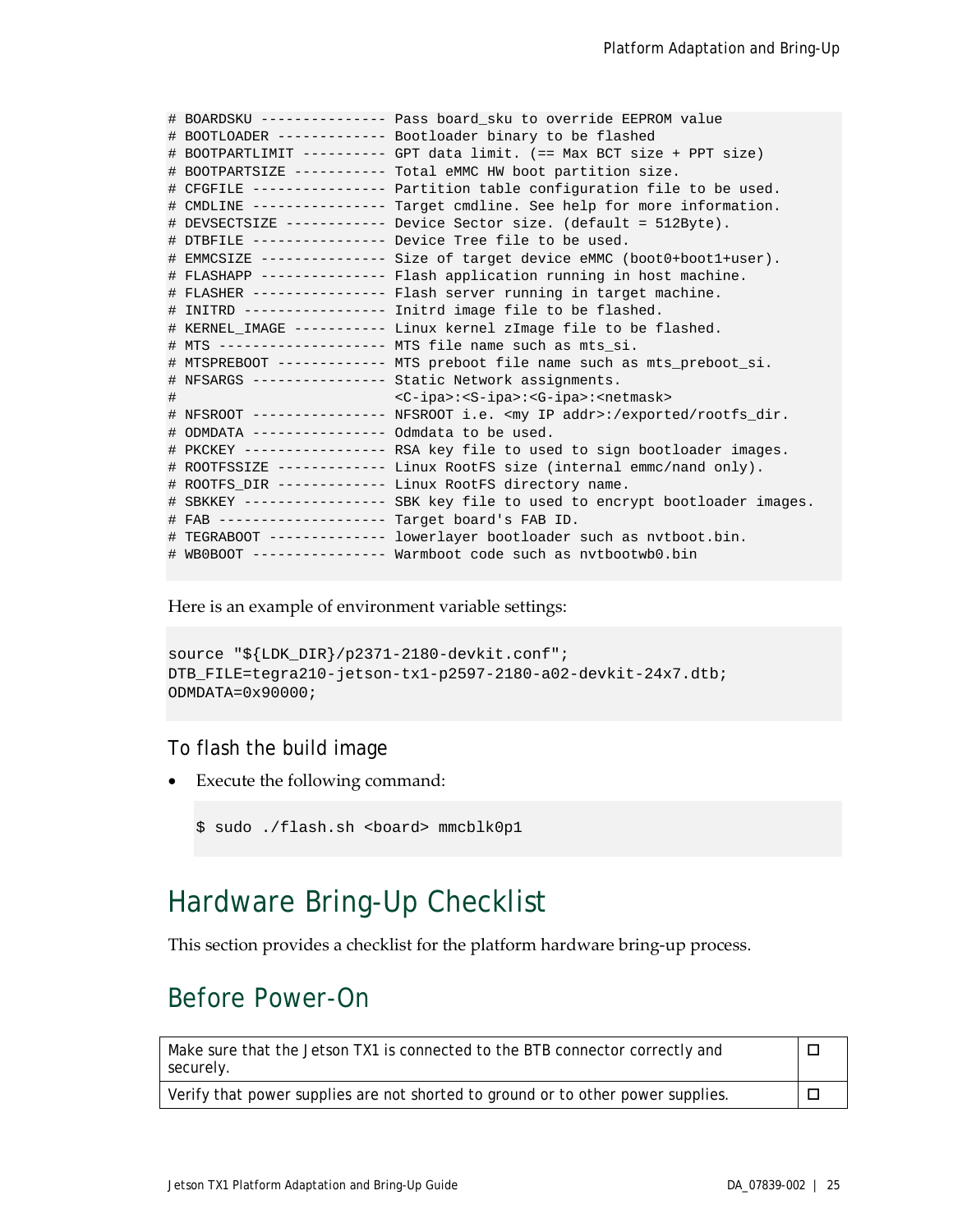```
# BOARDSKU --------------- Pass board_sku to override EEPROM value
# BOOTLOADER ------------- Bootloader binary to be flashed
# BOOTPARTLIMIT ---------- GPT data limit. (== Max BCT size + PPT size)
# BOOTPARTSIZE ----------- Total eMMC HW boot partition size.
# CFGFILE ---------------- Partition table configuration file to be used.
# CMDLINE ---------------- Target cmdline. See help for more information.
# DEVSECTSIZE ------------ Device Sector size. (default = 512Byte).
# DTBFILE ---------------- Device Tree file to be used.
# EMMCSIZE --------------- Size of target device eMMC (boot0+boot1+user).
# FLASHAPP --------------- Flash application running in host machine.
# FLASHER ---------------- Flash server running in target machine.
# INITRD ----------------- Initrd image file to be flashed.
# KERNEL_IMAGE ----------- Linux kernel zImage file to be flashed.
# MTS -------------------- MTS file name such as mts_si.
# MTSPREBOOT ------------- MTS preboot file name such as mts_preboot_si.
# NFSARGS ---------------- Static Network assignments.
#                          <C-ipa>:<S-ipa>:<G-ipa>:<netmask>
# NFSROOT ---------------- NFSROOT i.e. <my IP addr>:/exported/rootfs_dir.
# ODMDATA ---------------- Odmdata to be used.
# PKCKEY ----------------- RSA key file to used to sign bootloader images.
# ROOTFSSIZE ------------- Linux RootFS size (internal emmc/nand only).
# ROOTFS_DIR ------------- Linux RootFS directory name.
# SBKKEY ----------------- SBK key file to used to encrypt bootloader images.
# FAB -------------------- Target board's FAB ID.
# TEGRABOOT -------------- lowerlayer bootloader such as nvtboot.bin.
# WB0BOOT ---------------- Warmboot code such as nvtbootwb0.bin
```

Here is an example of environment variable settings:

```
source "${LDK_DIR}/p2371-2180-devkit.conf";
DTB_FILE=tegra210-jetson-tx1-p2597-2180-a02-devkit-24x7.dtb;
ODMDATA=0x90000;
```

### To flash the build image

- Execute the following command:

```
$ sudo ./flash.sh <board> mmcblk0p1
```

# Hardware Bring-Up Checklist

This section provides a checklist for the platform hardware bring-up process.

## Before Power-On

| | |
|---|---|
| Make sure that the Jetson TX1 is connected to the BTB connector correctly and securely. | ☐ |
| Verify that power supplies are not shorted to ground or to other power supplies. | ☐ |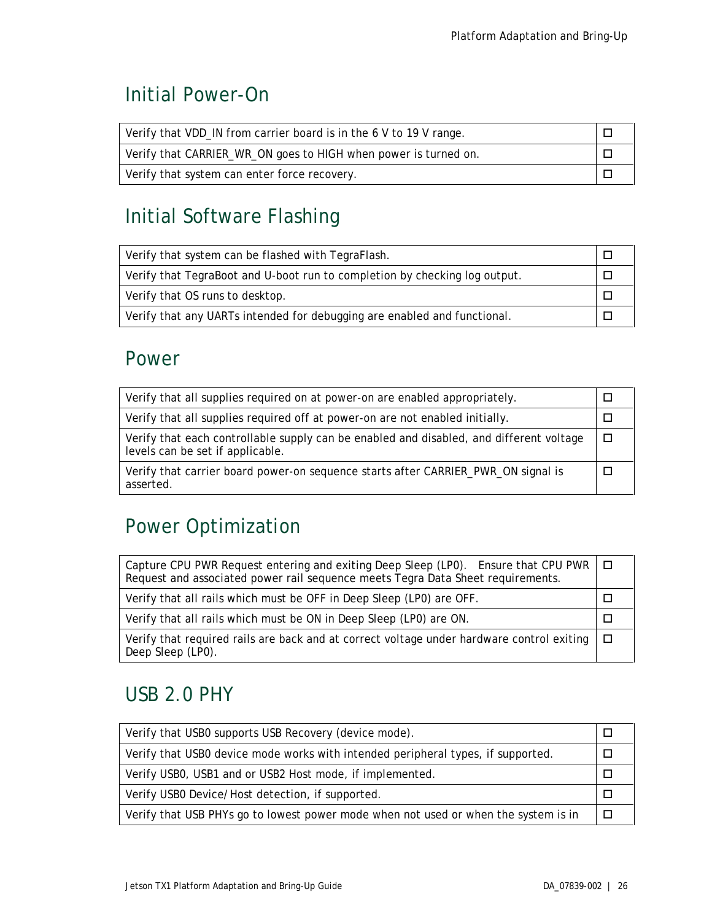## Initial Power-On

| Verify that VDD_IN from carrier board is in the 6 V to 19 V range. | ☐ |
|---|---|
| Verify that CARRIER_WR_ON goes to HIGH when power is turned on. | ☐ |
| Verify that system can enter force recovery. | ☐ |

## Initial Software Flashing

| Verify that system can be flashed with TegraFlash. | ☐ |
|---|---|
| Verify that TegraBoot and U-boot run to completion by checking log output. | ☐ |
| Verify that OS runs to desktop. | ☐ |
| Verify that any UARTs intended for debugging are enabled and functional. | ☐ |

## Power

| Verify that all supplies required on at power-on are enabled appropriately. | ☐ |
|---|---|
| Verify that all supplies required off at power-on are not enabled initially. | ☐ |
| Verify that each controllable supply can be enabled and disabled, and different voltage levels can be set if applicable. | ☐ |
| Verify that carrier board power-on sequence starts after CARRIER_PWR_ON signal is asserted. | ☐ |

## Power Optimization

| Capture CPU PWR Request entering and exiting Deep Sleep (LP0). Ensure that CPU PWR Request and associated power rail sequence meets Tegra Data Sheet requirements. | ☐ |
|---|---|
| Verify that all rails which must be OFF in Deep Sleep (LP0) are OFF. | ☐ |
| Verify that all rails which must be ON in Deep Sleep (LP0) are ON. | ☐ |
| Verify that required rails are back and at correct voltage under hardware control exiting Deep Sleep (LP0). | ☐ |

## USB 2.0 PHY

| Verify that USB0 supports USB Recovery (device mode). | ☐ |
|---|---|
| Verify that USB0 device mode works with intended peripheral types, if supported. | ☐ |
| Verify USB0, USB1 and or USB2 Host mode, if implemented. | ☐ |
| Verify USB0 Device/Host detection, if supported. | ☐ |
| Verify that USB PHYs go to lowest power mode when not used or when the system is in | ☐ |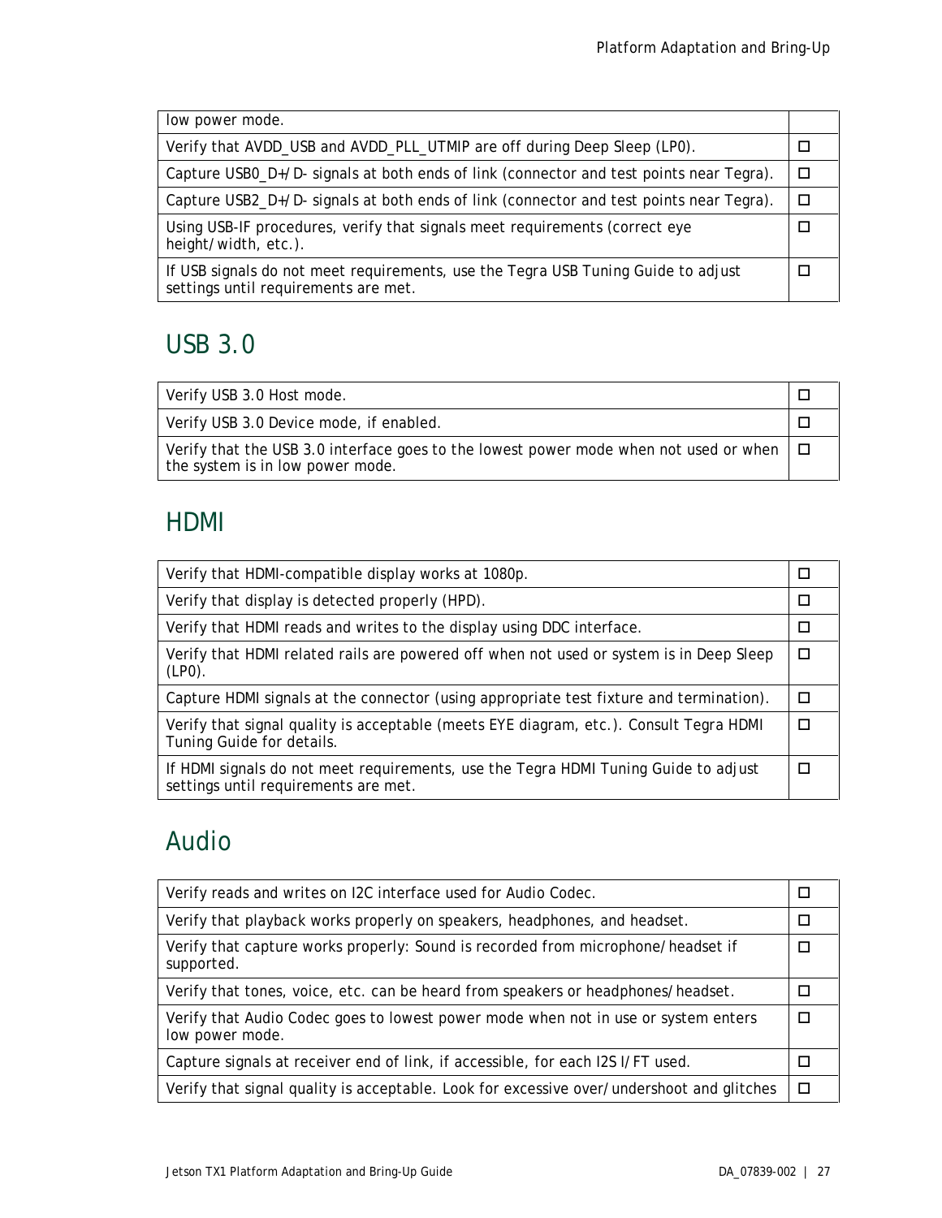| | |
|---|---|
| low power mode. | |
| Verify that AVDD_USB and AVDD_PLL_UTMIP are off during Deep Sleep (LP0). | ☐ |
| Capture USB0_D+/D- signals at both ends of link (connector and test points near Tegra). | ☐ |
| Capture USB2_D+/D- signals at both ends of link (connector and test points near Tegra). | ☐ |
| Using USB-IF procedures, verify that signals meet requirements (correct eye height/width, etc.). | ☐ |
| If USB signals do not meet requirements, use the Tegra USB Tuning Guide to adjust settings until requirements are met. | ☐ |

## USB 3.0

| | |
|---|---|
| Verify USB 3.0 Host mode. | ☐ |
| Verify USB 3.0 Device mode, if enabled. | ☐ |
| Verify that the USB 3.0 interface goes to the lowest power mode when not used or when the system is in low power mode. | ☐ |

## HDMI

| | |
|---|---|
| Verify that HDMI-compatible display works at 1080p. | ☐ |
| Verify that display is detected properly (HPD). | ☐ |
| Verify that HDMI reads and writes to the display using DDC interface. | ☐ |
| Verify that HDMI related rails are powered off when not used or system is in Deep Sleep (LP0). | ☐ |
| Capture HDMI signals at the connector (using appropriate test fixture and termination). | ☐ |
| Verify that signal quality is acceptable (meets EYE diagram, etc.). Consult Tegra HDMI Tuning Guide for details. | ☐ |
| If HDMI signals do not meet requirements, use the Tegra HDMI Tuning Guide to adjust settings until requirements are met. | ☐ |

## Audio

| | |
|---|---|
| Verify reads and writes on I2C interface used for Audio Codec. | ☐ |
| Verify that playback works properly on speakers, headphones, and headset. | ☐ |
| Verify that capture works properly: Sound is recorded from microphone/headset if supported. | ☐ |
| Verify that tones, voice, etc. can be heard from speakers or headphones/headset. | ☐ |
| Verify that Audio Codec goes to lowest power mode when not in use or system enters low power mode. | ☐ |
| Capture signals at receiver end of link, if accessible, for each I2S I/FT used. | ☐ |
| Verify that signal quality is acceptable. Look for excessive over/undershoot and glitches | ☐ |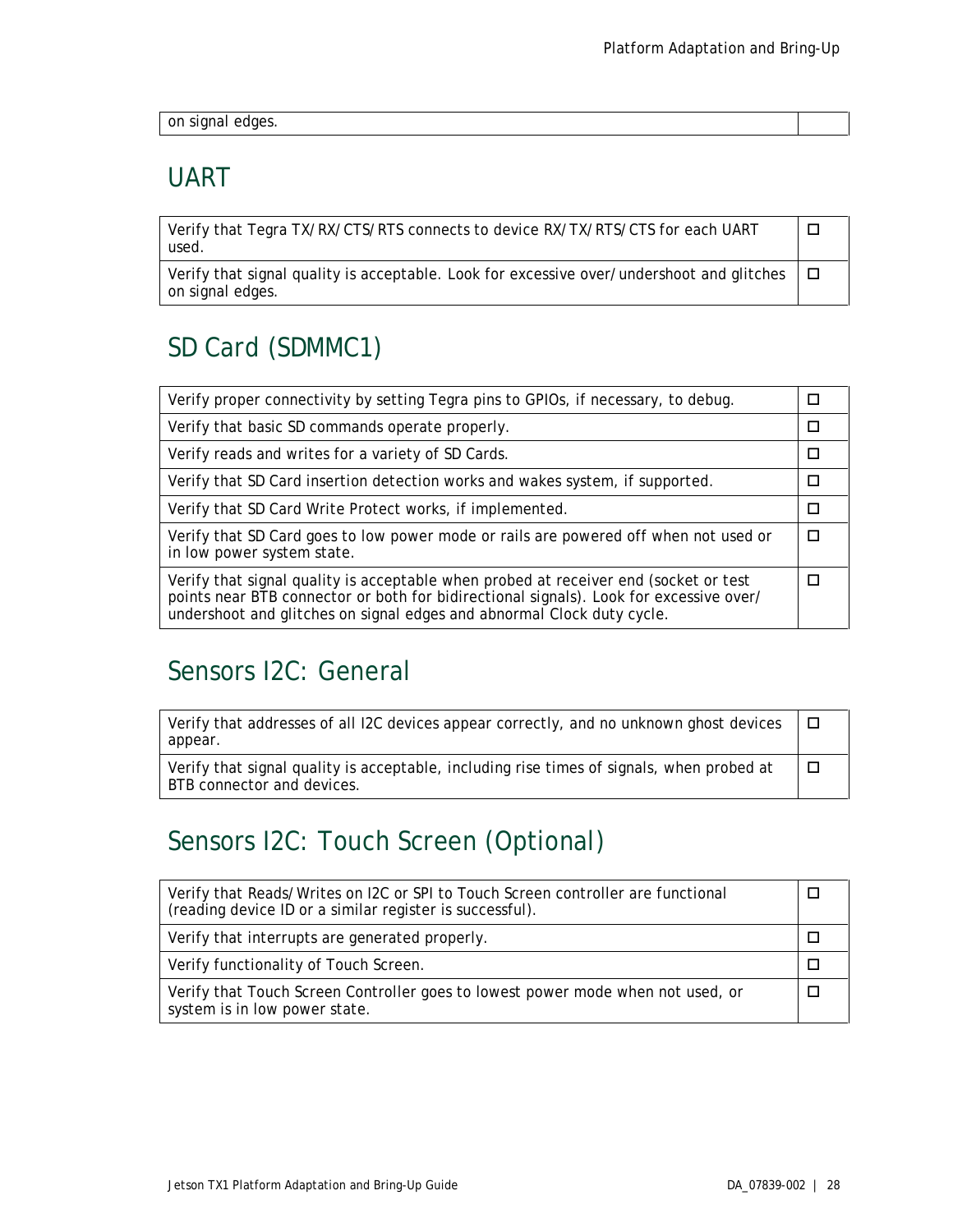| on signal edges. | |
|---|---|

## UART

| Verify that Tegra TX/RX/CTS/RTS connects to device RX/TX/RTS/CTS for each UART used. | ☐ |
|---|---|
| Verify that signal quality is acceptable. Look for excessive over/undershoot and glitches on signal edges. | ☐ |

## SD Card (SDMMC1)

| Verify proper connectivity by setting Tegra pins to GPIOs, if necessary, to debug. | ☐ |
|---|---|
| Verify that basic SD commands operate properly. | ☐ |
| Verify reads and writes for a variety of SD Cards. | ☐ |
| Verify that SD Card insertion detection works and wakes system, if supported. | ☐ |
| Verify that SD Card Write Protect works, if implemented. | ☐ |
| Verify that SD Card goes to low power mode or rails are powered off when not used or in low power system state. | ☐ |
| Verify that signal quality is acceptable when probed at receiver end (socket or test points near BTB connector or both for bidirectional signals). Look for excessive over/undershoot and glitches on signal edges and abnormal Clock duty cycle. | ☐ |

## Sensors I2C: General

| Verify that addresses of all I2C devices appear correctly, and no unknown ghost devices appear. | ☐ |
|---|---|
| Verify that signal quality is acceptable, including rise times of signals, when probed at BTB connector and devices. | ☐ |

## Sensors I2C: Touch Screen (Optional)

| Verify that Reads/Writes on I2C or SPI to Touch Screen controller are functional (reading device ID or a similar register is successful). | ☐ |
|---|---|
| Verify that interrupts are generated properly. | ☐ |
| Verify functionality of Touch Screen. | ☐ |
| Verify that Touch Screen Controller goes to lowest power mode when not used, or system is in low power state. | ☐ |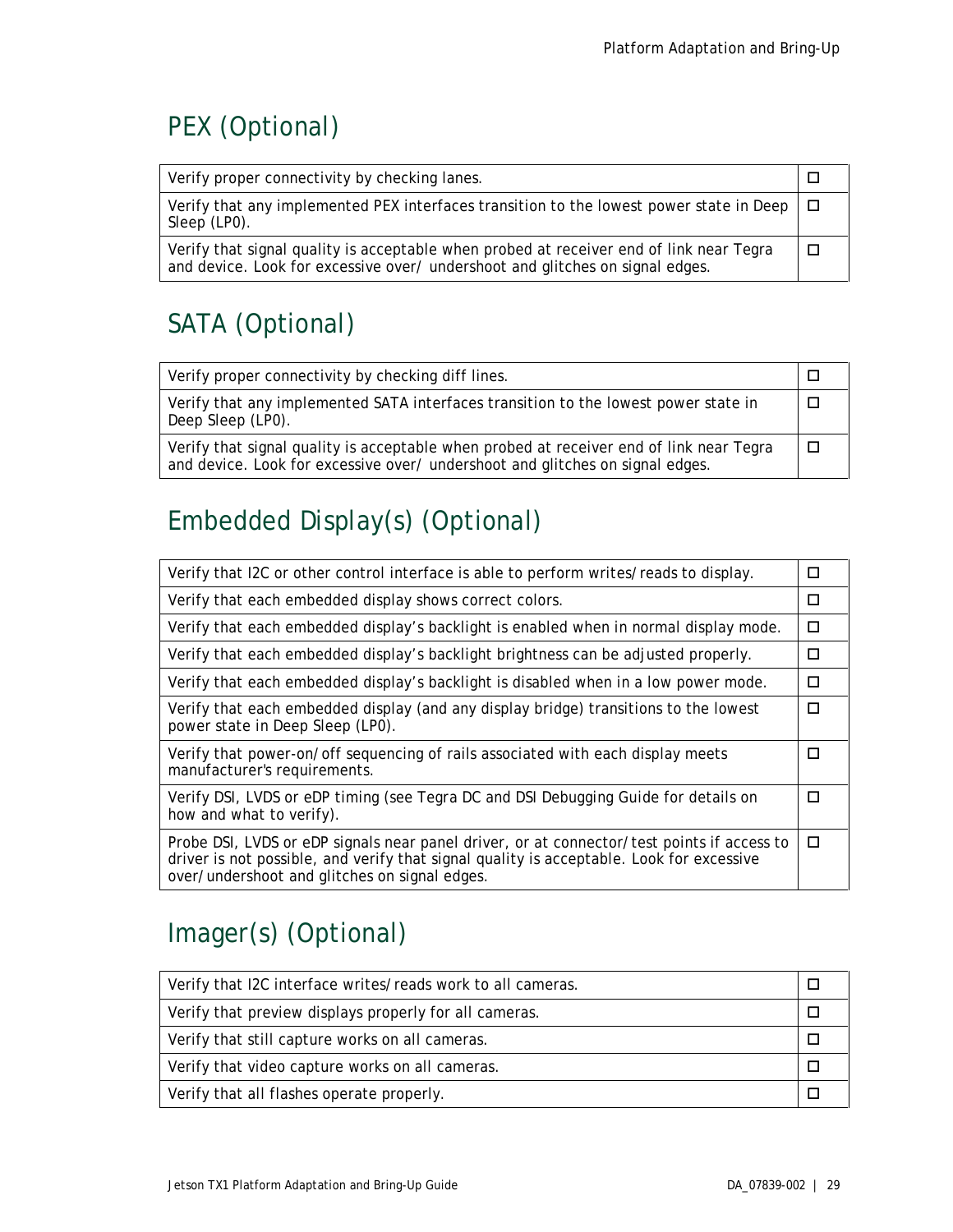## PEX (Optional)

| | |
|---|---|
| Verify proper connectivity by checking lanes. | ☐ |
| Verify that any implemented PEX interfaces transition to the lowest power state in Deep Sleep (LP0). | ☐ |
| Verify that signal quality is acceptable when probed at receiver end of link near Tegra and device. Look for excessive over/ undershoot and glitches on signal edges. | ☐ |

## SATA (Optional)

| | |
|---|---|
| Verify proper connectivity by checking diff lines. | ☐ |
| Verify that any implemented SATA interfaces transition to the lowest power state in Deep Sleep (LP0). | ☐ |
| Verify that signal quality is acceptable when probed at receiver end of link near Tegra and device. Look for excessive over/ undershoot and glitches on signal edges. | ☐ |

## Embedded Display(s) (Optional)

| | |
|---|---|
| Verify that I2C or other control interface is able to perform writes/reads to display. | ☐ |
| Verify that each embedded display shows correct colors. | ☐ |
| Verify that each embedded display's backlight is enabled when in normal display mode. | ☐ |
| Verify that each embedded display's backlight brightness can be adjusted properly. | ☐ |
| Verify that each embedded display's backlight is disabled when in a low power mode. | ☐ |
| Verify that each embedded display (and any display bridge) transitions to the lowest power state in Deep Sleep (LP0). | ☐ |
| Verify that power-on/off sequencing of rails associated with each display meets manufacturer's requirements. | ☐ |
| Verify DSI, LVDS or eDP timing (see Tegra DC and DSI Debugging Guide for details on how and what to verify). | ☐ |
| Probe DSI, LVDS or eDP signals near panel driver, or at connector/test points if access to driver is not possible, and verify that signal quality is acceptable. Look for excessive over/undershoot and glitches on signal edges. | ☐ |

## Imager(s) (Optional)

| | |
|---|---|
| Verify that I2C interface writes/reads work to all cameras. | ☐ |
| Verify that preview displays properly for all cameras. | ☐ |
| Verify that still capture works on all cameras. | ☐ |
| Verify that video capture works on all cameras. | ☐ |
| Verify that all flashes operate properly. | ☐ |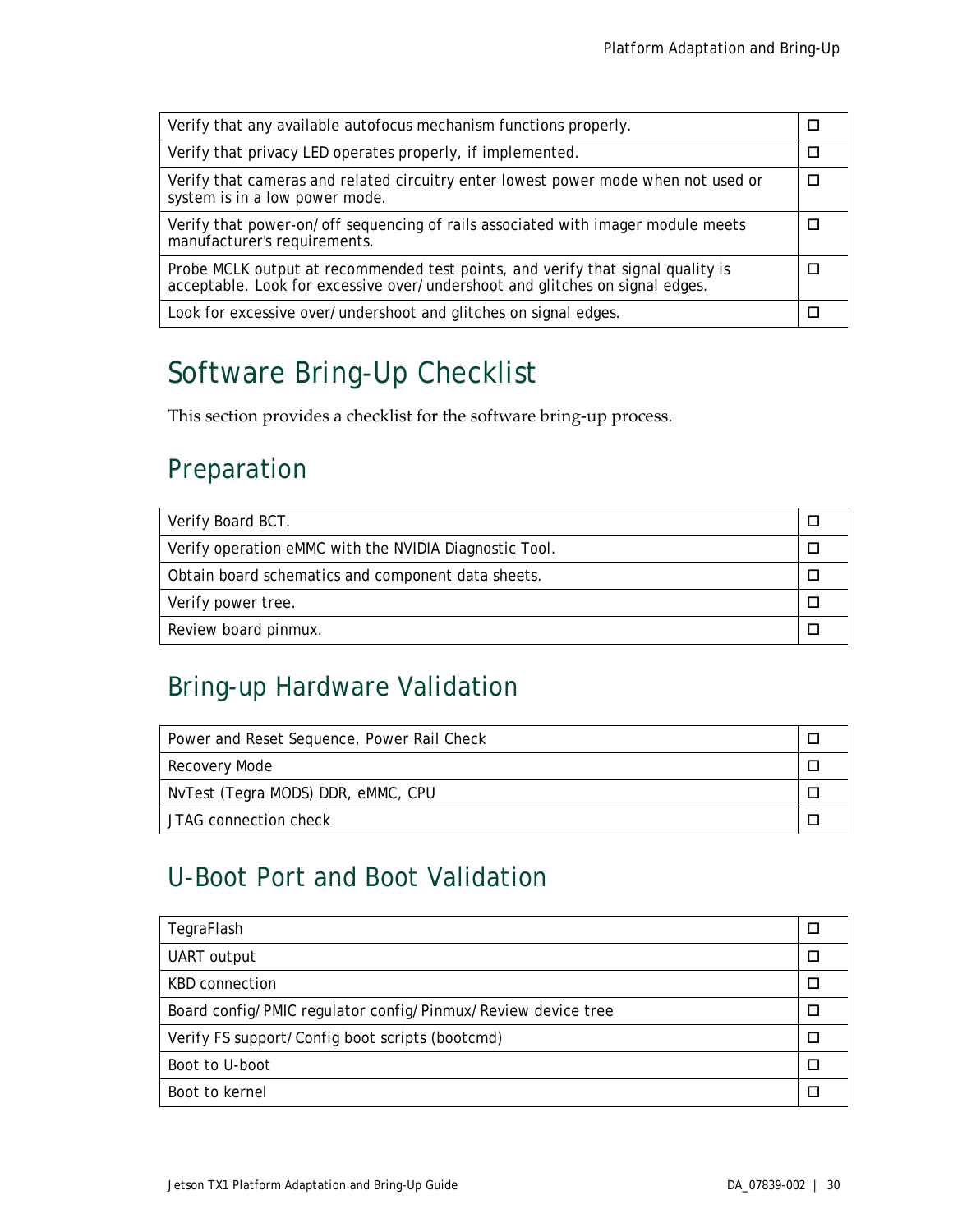| | |
|---|---|
| Verify that any available autofocus mechanism functions properly. | ☐ |
| Verify that privacy LED operates properly, if implemented. | ☐ |
| Verify that cameras and related circuitry enter lowest power mode when not used or system is in a low power mode. | ☐ |
| Verify that power-on/off sequencing of rails associated with imager module meets manufacturer's requirements. | ☐ |
| Probe MCLK output at recommended test points, and verify that signal quality is acceptable. Look for excessive over/undershoot and glitches on signal edges. | ☐ |
| Look for excessive over/undershoot and glitches on signal edges. | ☐ |

# Software Bring-Up Checklist

This section provides a checklist for the software bring-up process.

## Preparation

| | |
|---|---|
| Verify Board BCT. | ☐ |
| Verify operation eMMC with the NVIDIA Diagnostic Tool. | ☐ |
| Obtain board schematics and component data sheets. | ☐ |
| Verify power tree. | ☐ |
| Review board pinmux. | ☐ |

## Bring-up Hardware Validation

| | |
|---|---|
| Power and Reset Sequence, Power Rail Check | ☐ |
| Recovery Mode | ☐ |
| NvTest (Tegra MODS) DDR, eMMC, CPU | ☐ |
| JTAG connection check | ☐ |

## U-Boot Port and Boot Validation

| | |
|---|---|
| TegraFlash | ☐ |
| UART output | ☐ |
| KBD connection | ☐ |
| Board config/PMIC regulator config/Pinmux/Review device tree | ☐ |
| Verify FS support/Config boot scripts (bootcmd) | ☐ |
| Boot to U-boot | ☐ |
| Boot to kernel | ☐ |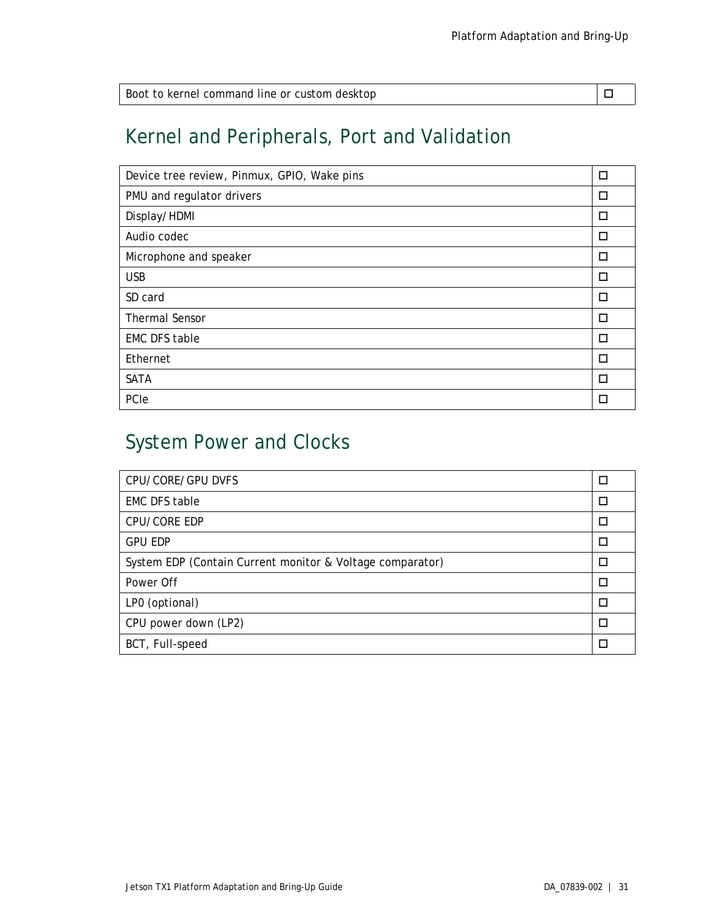| Boot to kernel command line or custom desktop | ☐ |
|---|---|

## Kernel and Peripherals, Port and Validation

| Device tree review, Pinmux, GPIO, Wake pins | ☐ |
|---|---|
| PMU and regulator drivers | ☐ |
| Display/HDMI | ☐ |
| Audio codec | ☐ |
| Microphone and speaker | ☐ |
| USB | ☐ |
| SD card | ☐ |
| Thermal Sensor | ☐ |
| EMC DFS table | ☐ |
| Ethernet | ☐ |
| SATA | ☐ |
| PCIe | ☐ |

## System Power and Clocks

| CPU/CORE/GPU DVFS | ☐ |
|---|---|
| EMC DFS table | ☐ |
| CPU/CORE EDP | ☐ |
| GPU EDP | ☐ |
| System EDP (Contain Current monitor & Voltage comparator) | ☐ |
| Power Off | ☐ |
| LP0 (optional) | ☐ |
| CPU power down (LP2) | ☐ |
| BCT, Full-speed | ☐ |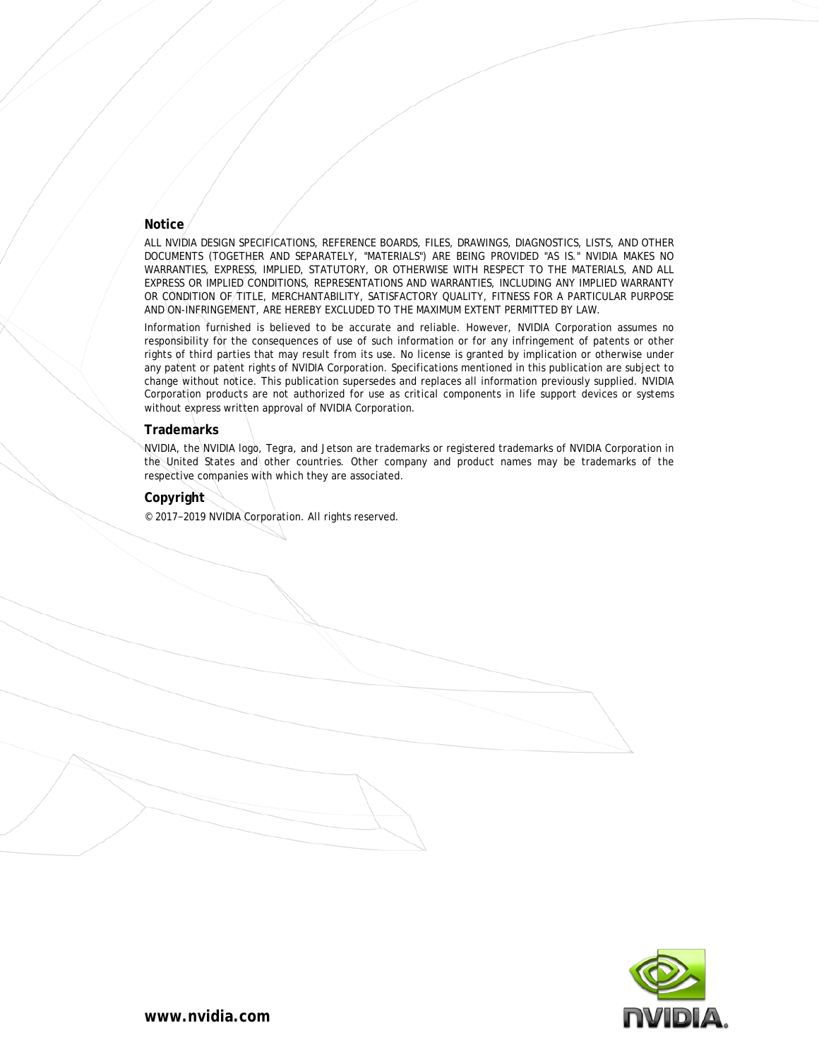## Notice

ALL NVIDIA DESIGN SPECIFICATIONS, REFERENCE BOARDS, FILES, DRAWINGS, DIAGNOSTICS, LISTS, AND OTHER DOCUMENTS (TOGETHER AND SEPARATELY, "MATERIALS") ARE BEING PROVIDED "AS IS." NVIDIA MAKES NO WARRANTIES, EXPRESS, IMPLIED, STATUTORY, OR OTHERWISE WITH RESPECT TO THE MATERIALS, AND ALL EXPRESS OR IMPLIED CONDITIONS, REPRESENTATIONS AND WARRANTIES, INCLUDING ANY IMPLIED WARRANTY OR CONDITION OF TITLE, MERCHANTABILITY, SATISFACTORY QUALITY, FITNESS FOR A PARTICULAR PURPOSE AND ON-INFRINGEMENT, ARE HEREBY EXCLUDED TO THE MAXIMUM EXTENT PERMITTED BY LAW.

Information furnished is believed to be accurate and reliable. However, NVIDIA Corporation assumes no responsibility for the consequences of use of such information or for any infringement of patents or other rights of third parties that may result from its use. No license is granted by implication or otherwise under any patent or patent rights of NVIDIA Corporation. Specifications mentioned in this publication are subject to change without notice. This publication supersedes and replaces all information previously supplied. NVIDIA Corporation products are not authorized for use as critical components in life support devices or systems without express written approval of NVIDIA Corporation.

## Trademarks

NVIDIA, the NVIDIA logo, Tegra, and Jetson are trademarks or registered trademarks of NVIDIA Corporation in the United States and other countries. Other company and product names may be trademarks of the respective companies with which they are associated.

## Copyright

© 2017–2019 NVIDIA Corporation. All rights reserved.

**www.nvidia.com**